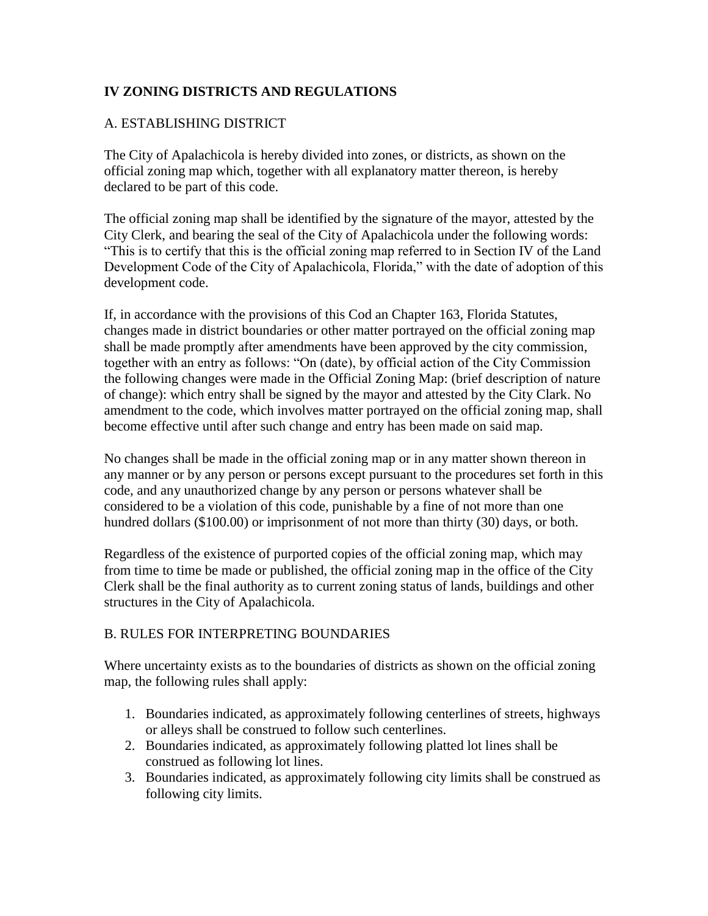# IV ZONING DISTRICTS AND REGULATIONS

## A. ESTABLISHING DISTRICT

The City of Apalachicola is hereby divided into zones, or districts, as shown on the official zoning map which, together with all explanatory matter thereon, is hereby declared to be part of this code.

The official zoning map shall be identified by the signature of the mayor, attested by the City Clerk, and bearing the seal of the City of Apalachicola under the following words: "This is to certify that this is the official zoning map referred to in Section IV of the Land Development Code of the City of Apalachicola, Florida," with the date of adoption of this development code.

If, in accordance with the provisions of this Cod an Chapter 163, Florida Statutes, changes made in district boundaries or other matter portrayed on the official zoning map shall be made promptly after amendments have been approved by the city commission, together with an entry as follows: "On (date), by official action of the City Commission the following changes were made in the Official Zoning Map: (brief description of nature of change): which entry shall be signed by the mayor and attested by the City Clerk. No amendment to the code, which involves matter portrayed on the official zoning map, shall become effective until after such change and entry has been made on said map.

No changes shall be made in the official zoning map or in any matter shown thereon in any manner or by any person or persons except pursuant to the procedures set forth in this code, and any unauthorized change by any person or persons whatever shall be considered to be a violation of this code, punishable by a fine of not more than one hundred dollars ($100.00) or imprisonment of not more than thirty (30) days, or both.

Regardless of the existence of purported copies of the official zoning map, which may from time to time be made or published, the official zoning map in the office of the City Clerk shall be the final authority as to current zoning status of lands, buildings and other structures in the City of Apalachicola.

## B. RULES FOR INTERPRETING BOUNDARIES

Where uncertainty exists as to the boundaries of districts as shown on the official zoning map, the following rules shall apply:

1. Boundaries indicated, as approximately following centerlines of streets, highways or alleys shall be construed to follow such centerlines.
2. Boundaries indicated, as approximately following platted lot lines shall be construed as following lot lines.
3. Boundaries indicated, as approximately following city limits shall be construed as following city limits.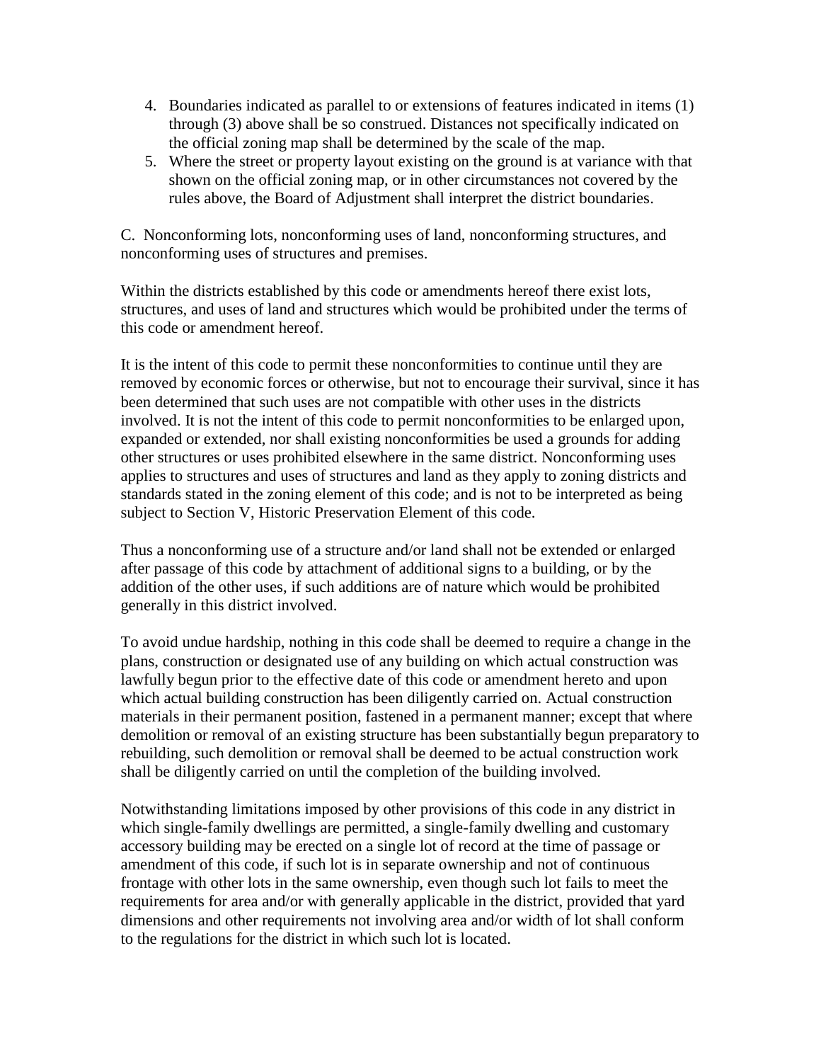4. Boundaries indicated as parallel to or extensions of features indicated in items (1) through (3) above shall be so construed. Distances not specifically indicated on the official zoning map shall be determined by the scale of the map.
5. Where the street or property layout existing on the ground is at variance with that shown on the official zoning map, or in other circumstances not covered by the rules above, the Board of Adjustment shall interpret the district boundaries.

C. Nonconforming lots, nonconforming uses of land, nonconforming structures, and nonconforming uses of structures and premises.

Within the districts established by this code or amendments hereof there exist lots, structures, and uses of land and structures which would be prohibited under the terms of this code or amendment hereof.

It is the intent of this code to permit these nonconformities to continue until they are removed by economic forces or otherwise, but not to encourage their survival, since it has been determined that such uses are not compatible with other uses in the districts involved. It is not the intent of this code to permit nonconformities to be enlarged upon, expanded or extended, nor shall existing nonconformities be used a grounds for adding other structures or uses prohibited elsewhere in the same district. Nonconforming uses applies to structures and uses of structures and land as they apply to zoning districts and standards stated in the zoning element of this code; and is not to be interpreted as being subject to Section V, Historic Preservation Element of this code.

Thus a nonconforming use of a structure and/or land shall not be extended or enlarged after passage of this code by attachment of additional signs to a building, or by the addition of the other uses, if such additions are of nature which would be prohibited generally in this district involved.

To avoid undue hardship, nothing in this code shall be deemed to require a change in the plans, construction or designated use of any building on which actual construction was lawfully begun prior to the effective date of this code or amendment hereto and upon which actual building construction has been diligently carried on. Actual construction materials in their permanent position, fastened in a permanent manner; except that where demolition or removal of an existing structure has been substantially begun preparatory to rebuilding, such demolition or removal shall be deemed to be actual construction work shall be diligently carried on until the completion of the building involved.

Notwithstanding limitations imposed by other provisions of this code in any district in which single-family dwellings are permitted, a single-family dwelling and customary accessory building may be erected on a single lot of record at the time of passage or amendment of this code, if such lot is in separate ownership and not of continuous frontage with other lots in the same ownership, even though such lot fails to meet the requirements for area and/or with generally applicable in the district, provided that yard dimensions and other requirements not involving area and/or width of lot shall conform to the regulations for the district in which such lot is located.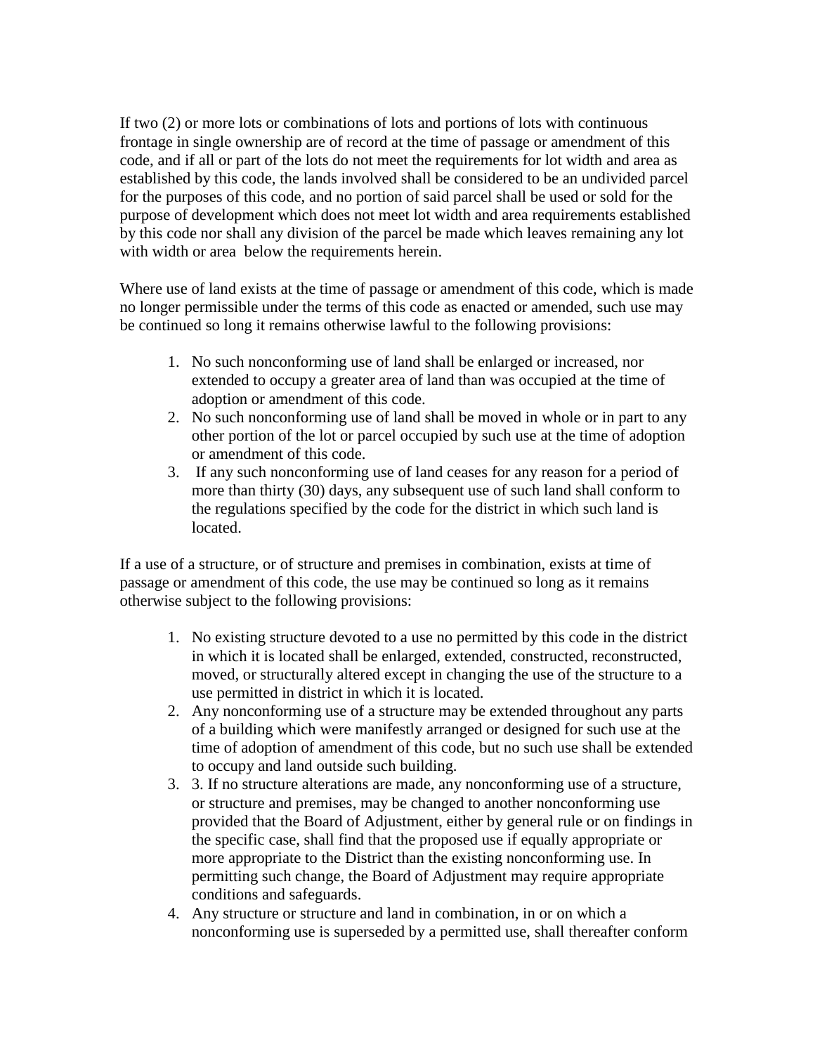If two (2) or more lots or combinations of lots and portions of lots with continuous frontage in single ownership are of record at the time of passage or amendment of this code, and if all or part of the lots do not meet the requirements for lot width and area as established by this code, the lands involved shall be considered to be an undivided parcel for the purposes of this code, and no portion of said parcel shall be used or sold for the purpose of development which does not meet lot width and area requirements established by this code nor shall any division of the parcel be made which leaves remaining any lot with width or area  below the requirements herein.

Where use of land exists at the time of passage or amendment of this code, which is made no longer permissible under the terms of this code as enacted or amended, such use may be continued so long it remains otherwise lawful to the following provisions:

1. No such nonconforming use of land shall be enlarged or increased, nor extended to occupy a greater area of land than was occupied at the time of adoption or amendment of this code.
2. No such nonconforming use of land shall be moved in whole or in part to any other portion of the lot or parcel occupied by such use at the time of adoption or amendment of this code.
3. If any such nonconforming use of land ceases for any reason for a period of more than thirty (30) days, any subsequent use of such land shall conform to the regulations specified by the code for the district in which such land is located.

If a use of a structure, or of structure and premises in combination, exists at time of passage or amendment of this code, the use may be continued so long as it remains otherwise subject to the following provisions:

1. No existing structure devoted to a use no permitted by this code in the district in which it is located shall be enlarged, extended, constructed, reconstructed, moved, or structurally altered except in changing the use of the structure to a use permitted in district in which it is located.
2. Any nonconforming use of a structure may be extended throughout any parts of a building which were manifestly arranged or designed for such use at the time of adoption of amendment of this code, but no such use shall be extended to occupy and land outside such building.
3. 3. If no structure alterations are made, any nonconforming use of a structure, or structure and premises, may be changed to another nonconforming use provided that the Board of Adjustment, either by general rule or on findings in the specific case, shall find that the proposed use if equally appropriate or more appropriate to the District than the existing nonconforming use. In permitting such change, the Board of Adjustment may require appropriate conditions and safeguards.
4. Any structure or structure and land in combination, in or on which a nonconforming use is superseded by a permitted use, shall thereafter conform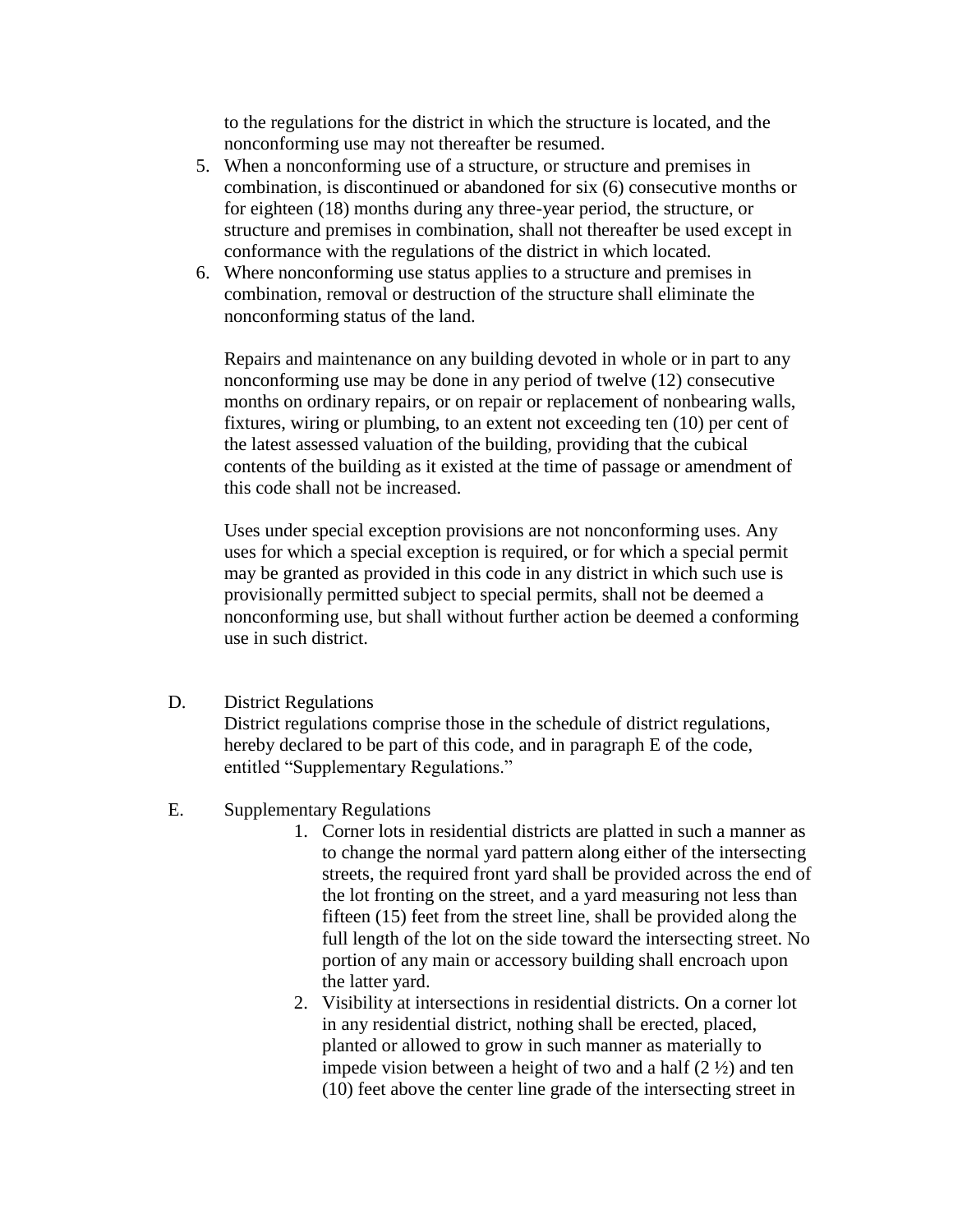to the regulations for the district in which the structure is located, and the nonconforming use may not thereafter be resumed.

5. When a nonconforming use of a structure, or structure and premises in combination, is discontinued or abandoned for six (6) consecutive months or for eighteen (18) months during any three-year period, the structure, or structure and premises in combination, shall not thereafter be used except in conformance with the regulations of the district in which located.
6. Where nonconforming use status applies to a structure and premises in combination, removal or destruction of the structure shall eliminate the nonconforming status of the land.

   Repairs and maintenance on any building devoted in whole or in part to any nonconforming use may be done in any period of twelve (12) consecutive months on ordinary repairs, or on repair or replacement of nonbearing walls, fixtures, wiring or plumbing, to an extent not exceeding ten (10) per cent of the latest assessed valuation of the building, providing that the cubical contents of the building as it existed at the time of passage or amendment of this code shall not be increased.

   Uses under special exception provisions are not nonconforming uses. Any uses for which a special exception is required, or for which a special permit may be granted as provided in this code in any district in which such use is provisionally permitted subject to special permits, shall not be deemed a nonconforming use, but shall without further action be deemed a conforming use in such district.

D. District Regulations

District regulations comprise those in the schedule of district regulations, hereby declared to be part of this code, and in paragraph E of the code, entitled "Supplementary Regulations."

E. Supplementary Regulations

1. Corner lots in residential districts are platted in such a manner as to change the normal yard pattern along either of the intersecting streets, the required front yard shall be provided across the end of the lot fronting on the street, and a yard measuring not less than fifteen (15) feet from the street line, shall be provided along the full length of the lot on the side toward the intersecting street. No portion of any main or accessory building shall encroach upon the latter yard.
2. Visibility at intersections in residential districts. On a corner lot in any residential district, nothing shall be erected, placed, planted or allowed to grow in such manner as materially to impede vision between a height of two and a half (2 ½) and ten (10) feet above the center line grade of the intersecting street in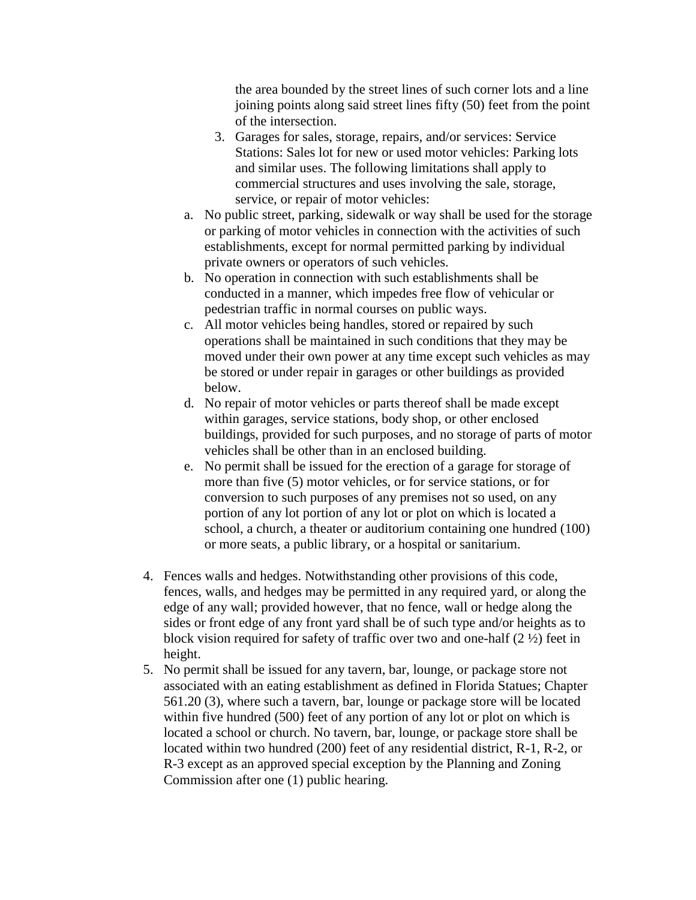the area bounded by the street lines of such corner lots and a line joining points along said street lines fifty (50) feet from the point of the intersection.

3. Garages for sales, storage, repairs, and/or services: Service Stations: Sales lot for new or used motor vehicles: Parking lots and similar uses. The following limitations shall apply to commercial structures and uses involving the sale, storage, service, or repair of motor vehicles:

   a. No public street, parking, sidewalk or way shall be used for the storage or parking of motor vehicles in connection with the activities of such establishments, except for normal permitted parking by individual private owners or operators of such vehicles.
   b. No operation in connection with such establishments shall be conducted in a manner, which impedes free flow of vehicular or pedestrian traffic in normal courses on public ways.
   c. All motor vehicles being handles, stored or repaired by such operations shall be maintained in such conditions that they may be moved under their own power at any time except such vehicles as may be stored or under repair in garages or other buildings as provided below.
   d. No repair of motor vehicles or parts thereof shall be made except within garages, service stations, body shop, or other enclosed buildings, provided for such purposes, and no storage of parts of motor vehicles shall be other than in an enclosed building.
   e. No permit shall be issued for the erection of a garage for storage of more than five (5) motor vehicles, or for service stations, or for conversion to such purposes of any premises not so used, on any portion of any lot portion of any lot or plot on which is located a school, a church, a theater or auditorium containing one hundred (100) or more seats, a public library, or a hospital or sanitarium.

4. Fences walls and hedges. Notwithstanding other provisions of this code, fences, walls, and hedges may be permitted in any required yard, or along the edge of any wall; provided however, that no fence, wall or hedge along the sides or front edge of any front yard shall be of such type and/or heights as to block vision required for safety of traffic over two and one-half (2 ½) feet in height.
5. No permit shall be issued for any tavern, bar, lounge, or package store not associated with an eating establishment as defined in Florida Statues; Chapter 561.20 (3), where such a tavern, bar, lounge or package store will be located within five hundred (500) feet of any portion of any lot or plot on which is located a school or church. No tavern, bar, lounge, or package store shall be located within two hundred (200) feet of any residential district, R-1, R-2, or R-3 except as an approved special exception by the Planning and Zoning Commission after one (1) public hearing.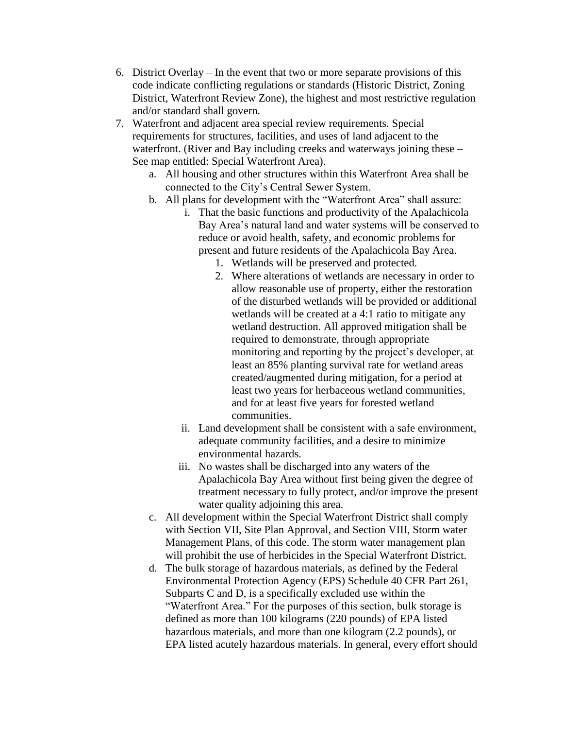6. District Overlay – In the event that two or more separate provisions of this code indicate conflicting regulations or standards (Historic District, Zoning District, Waterfront Review Zone), the highest and most restrictive regulation and/or standard shall govern.
7. Waterfront and adjacent area special review requirements. Special requirements for structures, facilities, and uses of land adjacent to the waterfront. (River and Bay including creeks and waterways joining these – See map entitled: Special Waterfront Area).
   a. All housing and other structures within this Waterfront Area shall be connected to the City's Central Sewer System.
   b. All plans for development with the "Waterfront Area" shall assure:
      i. That the basic functions and productivity of the Apalachicola Bay Area's natural land and water systems will be conserved to reduce or avoid health, safety, and economic problems for present and future residents of the Apalachicola Bay Area.
         1. Wetlands will be preserved and protected.
         2. Where alterations of wetlands are necessary in order to allow reasonable use of property, either the restoration of the disturbed wetlands will be provided or additional wetlands will be created at a 4:1 ratio to mitigate any wetland destruction. All approved mitigation shall be required to demonstrate, through appropriate monitoring and reporting by the project's developer, at least an 85% planting survival rate for wetland areas created/augmented during mitigation, for a period at least two years for herbaceous wetland communities, and for at least five years for forested wetland communities.
      ii. Land development shall be consistent with a safe environment, adequate community facilities, and a desire to minimize environmental hazards.
      iii. No wastes shall be discharged into any waters of the Apalachicola Bay Area without first being given the degree of treatment necessary to fully protect, and/or improve the present water quality adjoining this area.
   c. All development within the Special Waterfront District shall comply with Section VII, Site Plan Approval, and Section VIII, Storm water Management Plans, of this code. The storm water management plan will prohibit the use of herbicides in the Special Waterfront District.
   d. The bulk storage of hazardous materials, as defined by the Federal Environmental Protection Agency (EPS) Schedule 40 CFR Part 261, Subparts C and D, is a specifically excluded use within the "Waterfront Area." For the purposes of this section, bulk storage is defined as more than 100 kilograms (220 pounds) of EPA listed hazardous materials, and more than one kilogram (2.2 pounds), or EPA listed acutely hazardous materials. In general, every effort should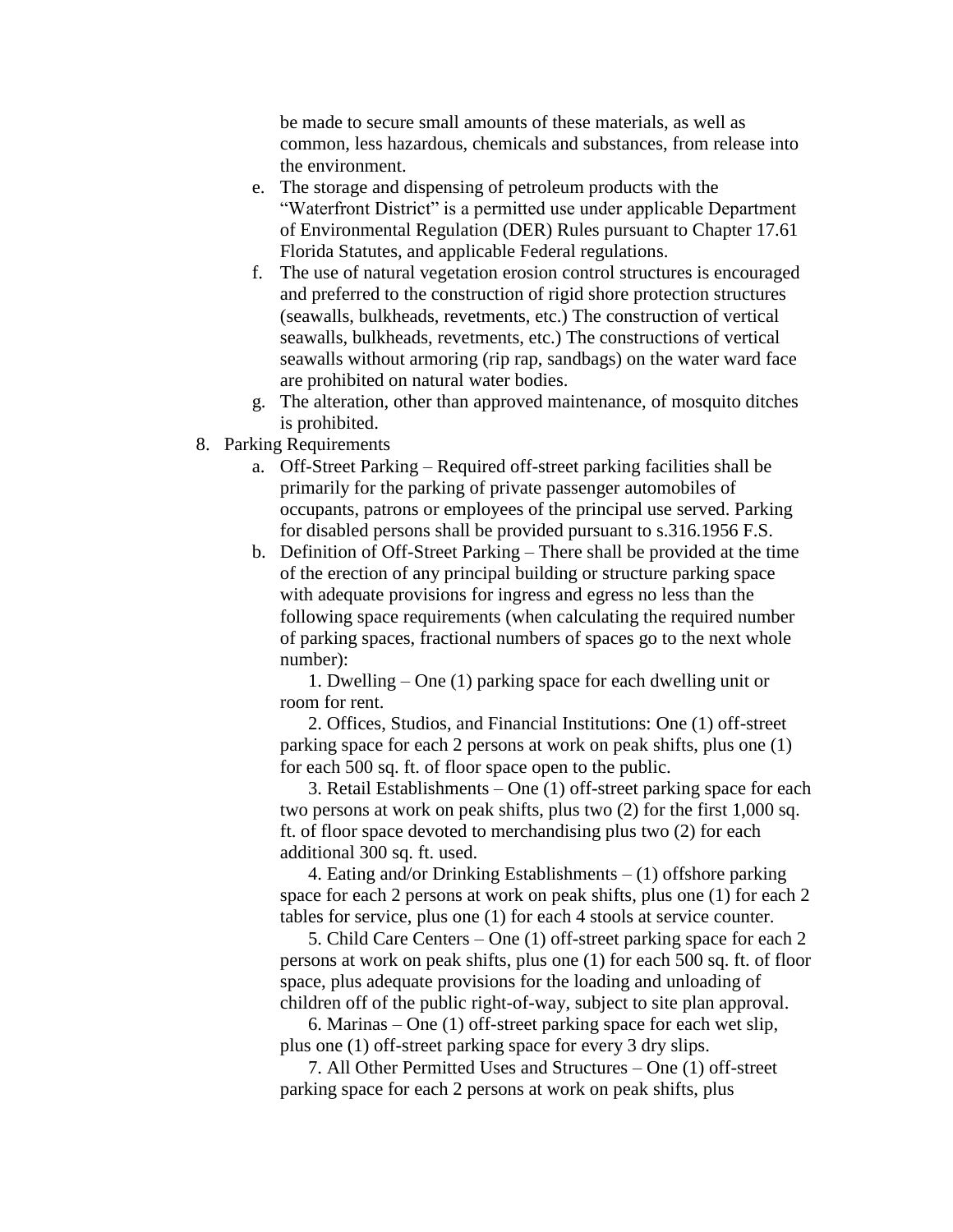be made to secure small amounts of these materials, as well as common, less hazardous, chemicals and substances, from release into the environment.

e. The storage and dispensing of petroleum products with the "Waterfront District" is a permitted use under applicable Department of Environmental Regulation (DER) Rules pursuant to Chapter 17.61 Florida Statutes, and applicable Federal regulations.

f. The use of natural vegetation erosion control structures is encouraged and preferred to the construction of rigid shore protection structures (seawalls, bulkheads, revetments, etc.) The construction of vertical seawalls, bulkheads, revetments, etc.) The constructions of vertical seawalls without armoring (rip rap, sandbags) on the water ward face are prohibited on natural water bodies.

g. The alteration, other than approved maintenance, of mosquito ditches is prohibited.

8. Parking Requirements

   a. Off-Street Parking – Required off-street parking facilities shall be primarily for the parking of private passenger automobiles of occupants, patrons or employees of the principal use served. Parking for disabled persons shall be provided pursuant to s.316.1956 F.S.

   b. Definition of Off-Street Parking – There shall be provided at the time of the erection of any principal building or structure parking space with adequate provisions for ingress and egress no less than the following space requirements (when calculating the required number of parking spaces, fractional numbers of spaces go to the next whole number):

      1. Dwelling – One (1) parking space for each dwelling unit or room for rent.

      2. Offices, Studios, and Financial Institutions: One (1) off-street parking space for each 2 persons at work on peak shifts, plus one (1) for each 500 sq. ft. of floor space open to the public.

      3. Retail Establishments – One (1) off-street parking space for each two persons at work on peak shifts, plus two (2) for the first 1,000 sq. ft. of floor space devoted to merchandising plus two (2) for each additional 300 sq. ft. used.

      4. Eating and/or Drinking Establishments – (1) offshore parking space for each 2 persons at work on peak shifts, plus one (1) for each 2 tables for service, plus one (1) for each 4 stools at service counter.

      5. Child Care Centers – One (1) off-street parking space for each 2 persons at work on peak shifts, plus one (1) for each 500 sq. ft. of floor space, plus adequate provisions for the loading and unloading of children off of the public right-of-way, subject to site plan approval.

      6. Marinas – One (1) off-street parking space for each wet slip, plus one (1) off-street parking space for every 3 dry slips.

      7. All Other Permitted Uses and Structures – One (1) off-street parking space for each 2 persons at work on peak shifts, plus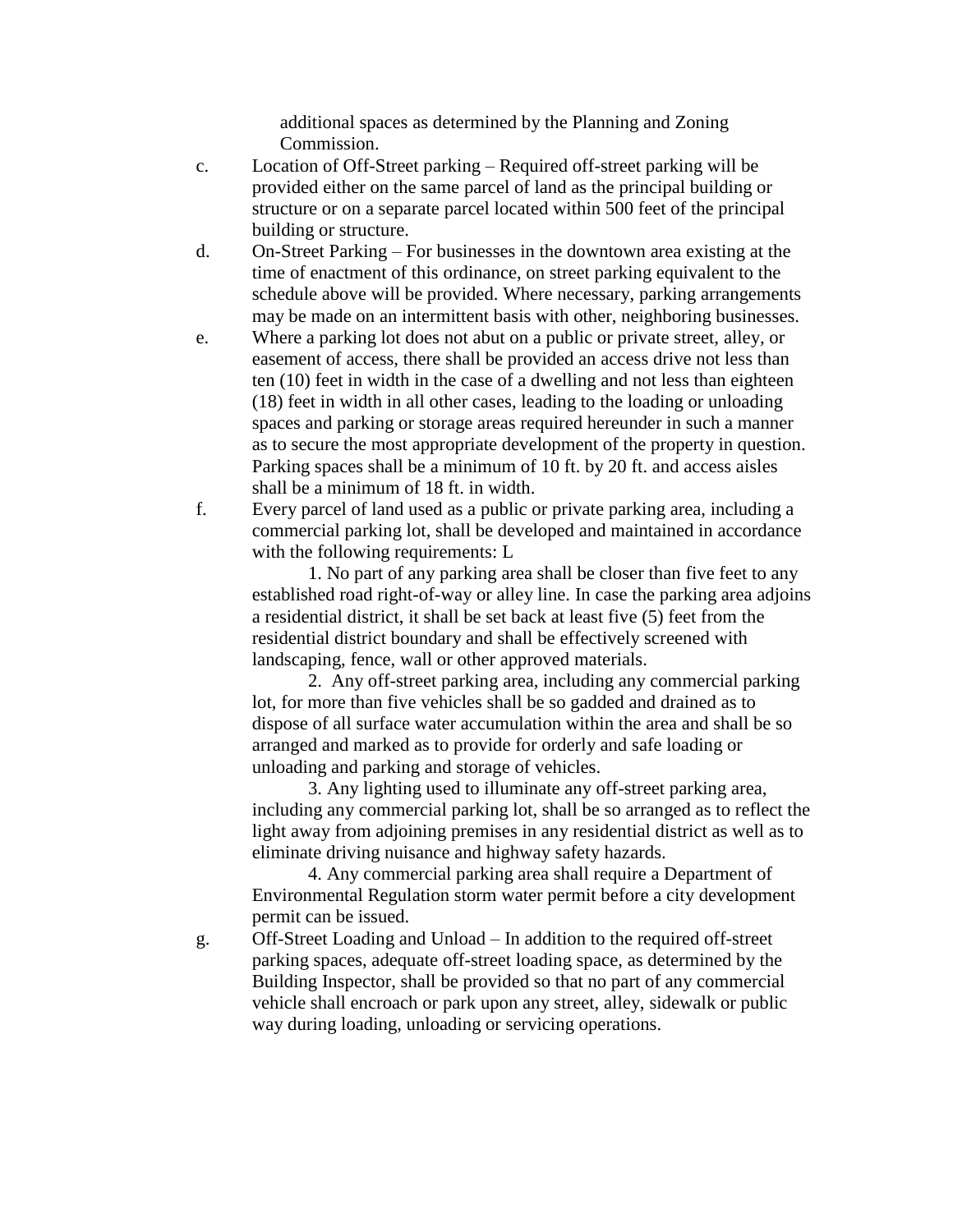additional spaces as determined by the Planning and Zoning Commission.

c. Location of Off-Street parking – Required off-street parking will be provided either on the same parcel of land as the principal building or structure or on a separate parcel located within 500 feet of the principal building or structure.

d. On-Street Parking – For businesses in the downtown area existing at the time of enactment of this ordinance, on street parking equivalent to the schedule above will be provided. Where necessary, parking arrangements may be made on an intermittent basis with other, neighboring businesses.

e. Where a parking lot does not abut on a public or private street, alley, or easement of access, there shall be provided an access drive not less than ten (10) feet in width in the case of a dwelling and not less than eighteen (18) feet in width in all other cases, leading to the loading or unloading spaces and parking or storage areas required hereunder in such a manner as to secure the most appropriate development of the property in question. Parking spaces shall be a minimum of 10 ft. by 20 ft. and access aisles shall be a minimum of 18 ft. in width.

f. Every parcel of land used as a public or private parking area, including a commercial parking lot, shall be developed and maintained in accordance with the following requirements: L

1. No part of any parking area shall be closer than five feet to any established road right-of-way or alley line. In case the parking area adjoins a residential district, it shall be set back at least five (5) feet from the residential district boundary and shall be effectively screened with landscaping, fence, wall or other approved materials.

2. Any off-street parking area, including any commercial parking lot, for more than five vehicles shall be so gadded and drained as to dispose of all surface water accumulation within the area and shall be so arranged and marked as to provide for orderly and safe loading or unloading and parking and storage of vehicles.

3. Any lighting used to illuminate any off-street parking area, including any commercial parking lot, shall be so arranged as to reflect the light away from adjoining premises in any residential district as well as to eliminate driving nuisance and highway safety hazards.

4. Any commercial parking area shall require a Department of Environmental Regulation storm water permit before a city development permit can be issued.

g. Off-Street Loading and Unload – In addition to the required off-street parking spaces, adequate off-street loading space, as determined by the Building Inspector, shall be provided so that no part of any commercial vehicle shall encroach or park upon any street, alley, sidewalk or public way during loading, unloading or servicing operations.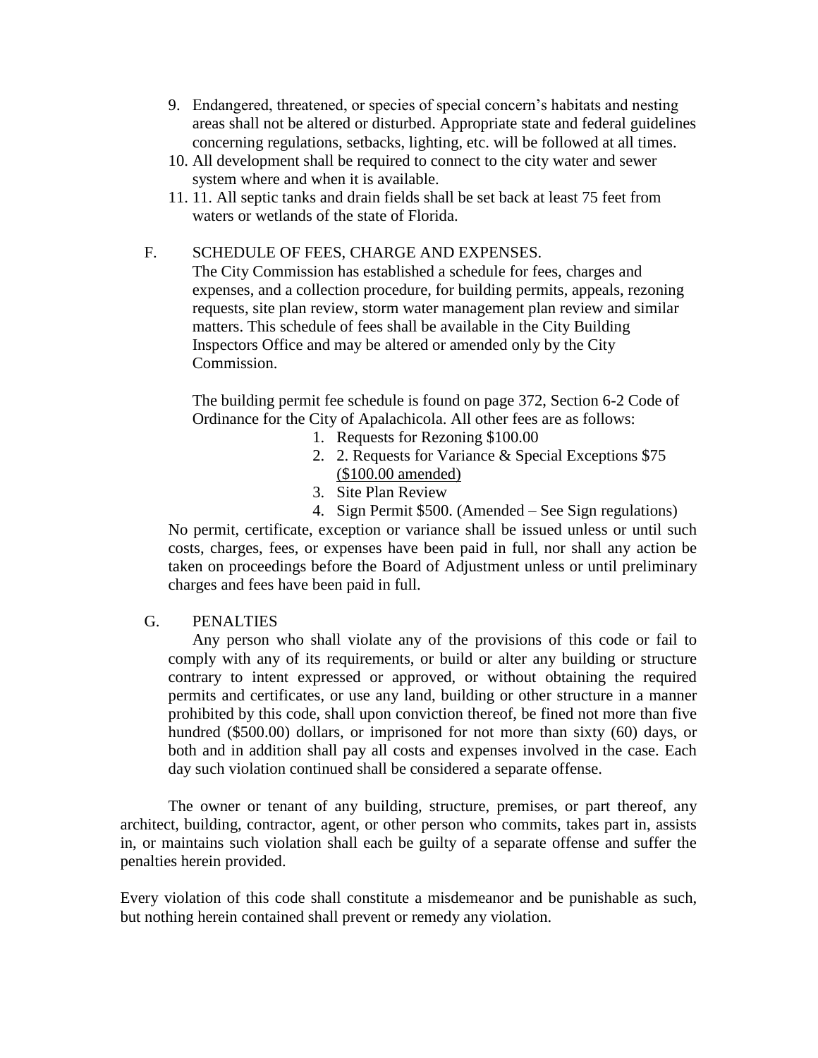9. Endangered, threatened, or species of special concern's habitats and nesting areas shall not be altered or disturbed. Appropriate state and federal guidelines concerning regulations, setbacks, lighting, etc. will be followed at all times.
10. All development shall be required to connect to the city water and sewer system where and when it is available.
11. 11. All septic tanks and drain fields shall be set back at least 75 feet from waters or wetlands of the state of Florida.

F. SCHEDULE OF FEES, CHARGE AND EXPENSES.

The City Commission has established a schedule for fees, charges and expenses, and a collection procedure, for building permits, appeals, rezoning requests, site plan review, storm water management plan review and similar matters. This schedule of fees shall be available in the City Building Inspectors Office and may be altered or amended only by the City Commission.

The building permit fee schedule is found on page 372, Section 6-2 Code of Ordinance for the City of Apalachicola. All other fees are as follows:

1. Requests for Rezoning $100.00
2. 2. Requests for Variance & Special Exceptions $75 <u>($100.00 amended)</u>
3. Site Plan Review
4. Sign Permit $500. (Amended – See Sign regulations)

No permit, certificate, exception or variance shall be issued unless or until such costs, charges, fees, or expenses have been paid in full, nor shall any action be taken on proceedings before the Board of Adjustment unless or until preliminary charges and fees have been paid in full.

G. PENALTIES

Any person who shall violate any of the provisions of this code or fail to comply with any of its requirements, or build or alter any building or structure contrary to intent expressed or approved, or without obtaining the required permits and certificates, or use any land, building or other structure in a manner prohibited by this code, shall upon conviction thereof, be fined not more than five hundred ($500.00) dollars, or imprisoned for not more than sixty (60) days, or both and in addition shall pay all costs and expenses involved in the case. Each day such violation continued shall be considered a separate offense.

The owner or tenant of any building, structure, premises, or part thereof, any architect, building, contractor, agent, or other person who commits, takes part in, assists in, or maintains such violation shall each be guilty of a separate offense and suffer the penalties herein provided.

Every violation of this code shall constitute a misdemeanor and be punishable as such, but nothing herein contained shall prevent or remedy any violation.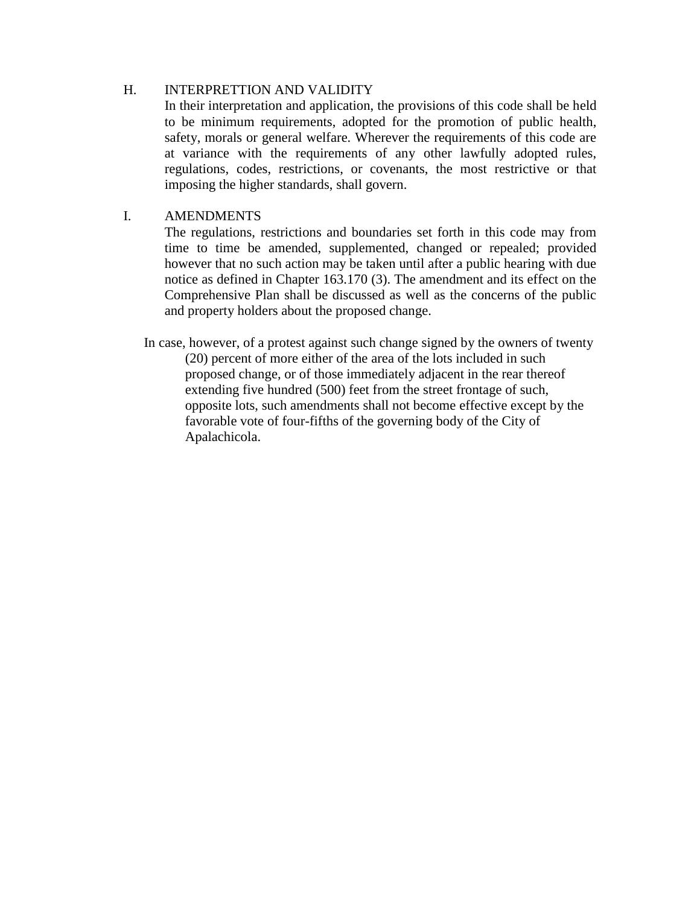### H. INTERPRETTION AND VALIDITY

In their interpretation and application, the provisions of this code shall be held to be minimum requirements, adopted for the promotion of public health, safety, morals or general welfare. Wherever the requirements of this code are at variance with the requirements of any other lawfully adopted rules, regulations, codes, restrictions, or covenants, the most restrictive or that imposing the higher standards, shall govern.

### I. AMENDMENTS

The regulations, restrictions and boundaries set forth in this code may from time to time be amended, supplemented, changed or repealed; provided however that no such action may be taken until after a public hearing with due notice as defined in Chapter 163.170 (3). The amendment and its effect on the Comprehensive Plan shall be discussed as well as the concerns of the public and property holders about the proposed change.

In case, however, of a protest against such change signed by the owners of twenty (20) percent of more either of the area of the lots included in such proposed change, or of those immediately adjacent in the rear thereof extending five hundred (500) feet from the street frontage of such, opposite lots, such amendments shall not become effective except by the favorable vote of four-fifths of the governing body of the City of Apalachicola.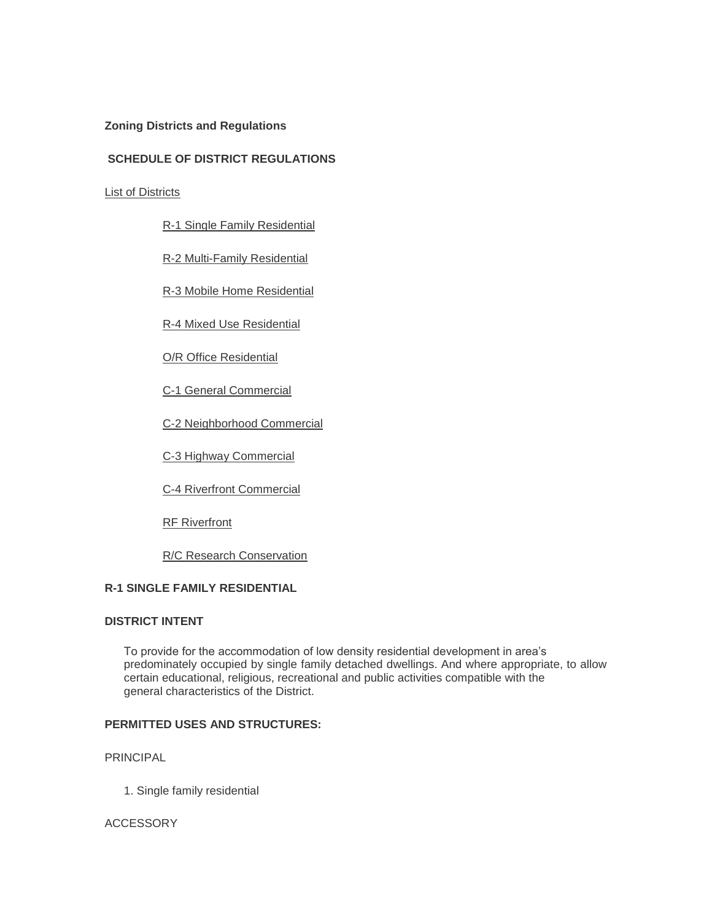**Zoning Districts and Regulations**

**SCHEDULE OF DISTRICT REGULATIONS**

List of Districts

- R-1 Single Family Residential
- R-2 Multi-Family Residential
- R-3 Mobile Home Residential
- R-4 Mixed Use Residential
- O/R Office Residential
- C-1 General Commercial
- C-2 Neighborhood Commercial
- C-3 Highway Commercial
- C-4 Riverfront Commercial
- RF Riverfront
- R/C Research Conservation

**R-1 SINGLE FAMILY RESIDENTIAL**

**DISTRICT INTENT**

To provide for the accommodation of low density residential development in area's predominately occupied by single family detached dwellings. And where appropriate, to allow certain educational, religious, recreational and public activities compatible with the general characteristics of the District.

**PERMITTED USES AND STRUCTURES:**

PRINCIPAL

1. Single family residential

ACCESSORY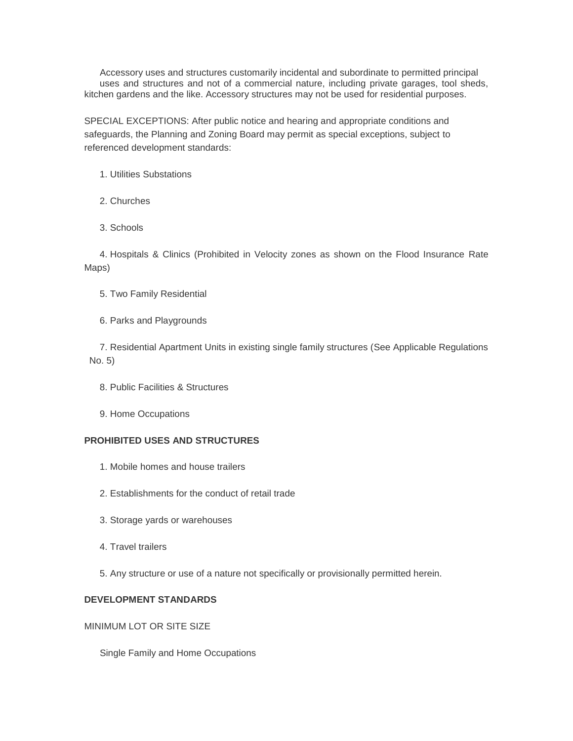Accessory uses and structures customarily incidental and subordinate to permitted principal uses and structures and not of a commercial nature, including private garages, tool sheds, kitchen gardens and the like. Accessory structures may not be used for residential purposes.

SPECIAL EXCEPTIONS: After public notice and hearing and appropriate conditions and safeguards, the Planning and Zoning Board may permit as special exceptions, subject to referenced development standards:

1. Utilities Substations

2. Churches

3. Schools

4. Hospitals & Clinics (Prohibited in Velocity zones as shown on the Flood Insurance Rate Maps)

5. Two Family Residential

6. Parks and Playgrounds

7. Residential Apartment Units in existing single family structures (See Applicable Regulations No. 5)

8. Public Facilities & Structures

9. Home Occupations

**PROHIBITED USES AND STRUCTURES**

1. Mobile homes and house trailers

2. Establishments for the conduct of retail trade

3. Storage yards or warehouses

4. Travel trailers

5. Any structure or use of a nature not specifically or provisionally permitted herein.

**DEVELOPMENT STANDARDS**

MINIMUM LOT OR SITE SIZE

Single Family and Home Occupations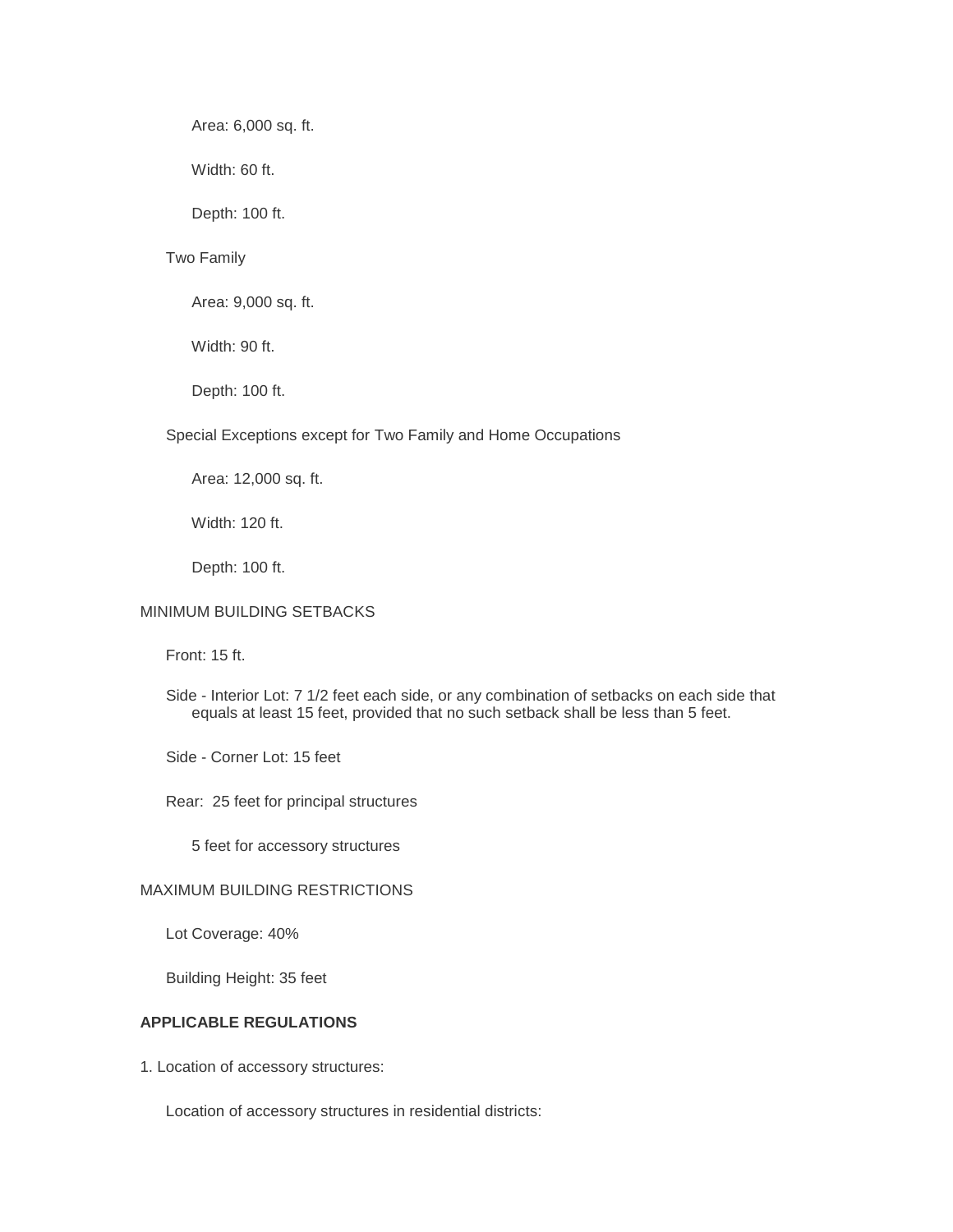Area: 6,000 sq. ft.

Width: 60 ft.

Depth: 100 ft.

Two Family

Area: 9,000 sq. ft.

Width: 90 ft.

Depth: 100 ft.

Special Exceptions except for Two Family and Home Occupations

Area: 12,000 sq. ft.

Width: 120 ft.

Depth: 100 ft.

MINIMUM BUILDING SETBACKS

Front: 15 ft.

Side - Interior Lot: 7 1/2 feet each side, or any combination of setbacks on each side that equals at least 15 feet, provided that no such setback shall be less than 5 feet.

Side - Corner Lot: 15 feet

Rear: 25 feet for principal structures

5 feet for accessory structures

MAXIMUM BUILDING RESTRICTIONS

Lot Coverage: 40%

Building Height: 35 feet

**APPLICABLE REGULATIONS**

1. Location of accessory structures:

Location of accessory structures in residential districts: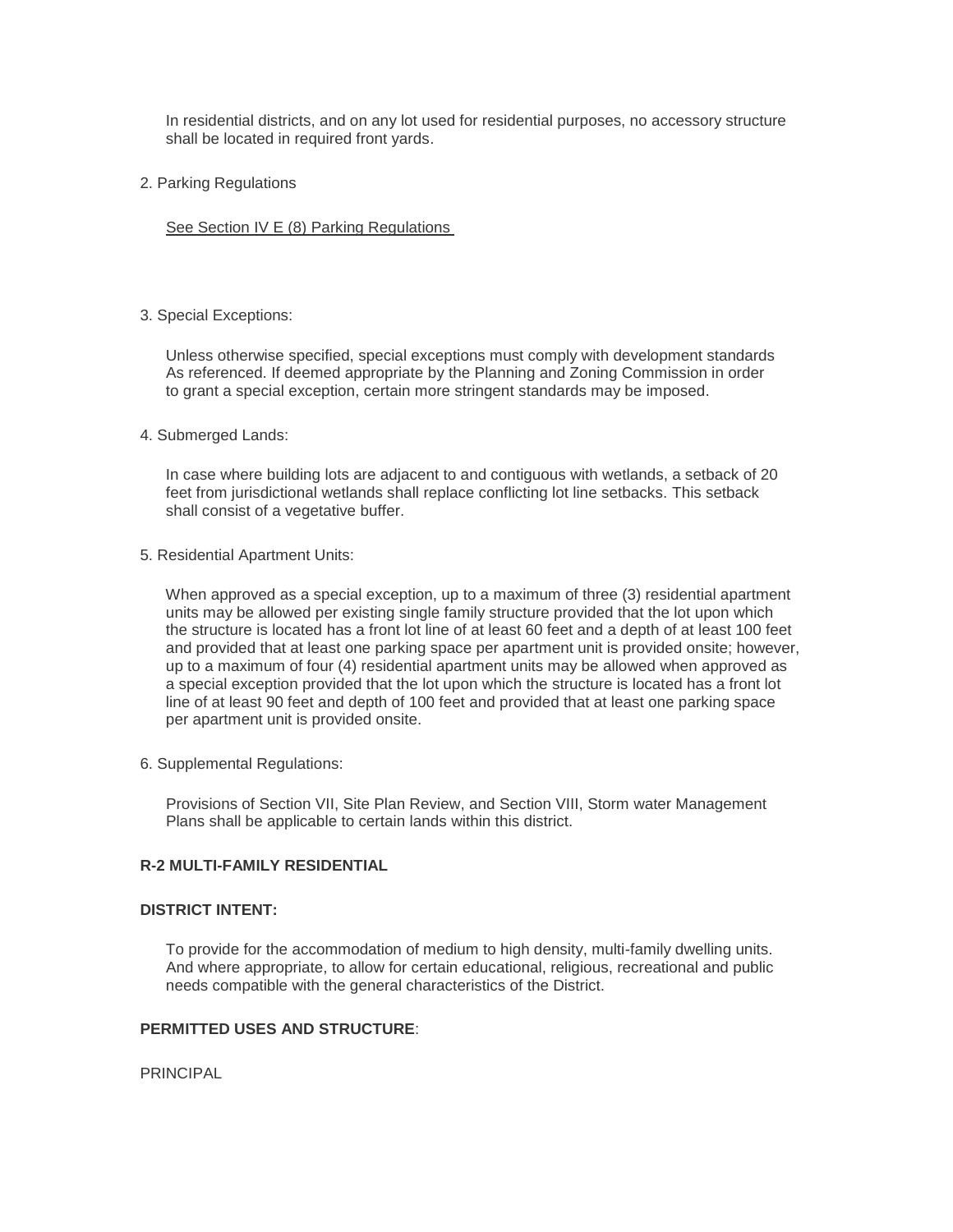In residential districts, and on any lot used for residential purposes, no accessory structure shall be located in required front yards.

2. Parking Regulations

   See Section IV E (8) Parking Regulations

3. Special Exceptions:

   Unless otherwise specified, special exceptions must comply with development standards As referenced. If deemed appropriate by the Planning and Zoning Commission in order to grant a special exception, certain more stringent standards may be imposed.

4. Submerged Lands:

   In case where building lots are adjacent to and contiguous with wetlands, a setback of 20 feet from jurisdictional wetlands shall replace conflicting lot line setbacks. This setback shall consist of a vegetative buffer.

5. Residential Apartment Units:

   When approved as a special exception, up to a maximum of three (3) residential apartment units may be allowed per existing single family structure provided that the lot upon which the structure is located has a front lot line of at least 60 feet and a depth of at least 100 feet and provided that at least one parking space per apartment unit is provided onsite; however, up to a maximum of four (4) residential apartment units may be allowed when approved as a special exception provided that the lot upon which the structure is located has a front lot line of at least 90 feet and depth of 100 feet and provided that at least one parking space per apartment unit is provided onsite.

6. Supplemental Regulations:

   Provisions of Section VII, Site Plan Review, and Section VIII, Storm water Management Plans shall be applicable to certain lands within this district.

**R-2 MULTI-FAMILY RESIDENTIAL**

**DISTRICT INTENT:**

To provide for the accommodation of medium to high density, multi-family dwelling units. And where appropriate, to allow for certain educational, religious, recreational and public needs compatible with the general characteristics of the District.

**PERMITTED USES AND STRUCTURE**:

PRINCIPAL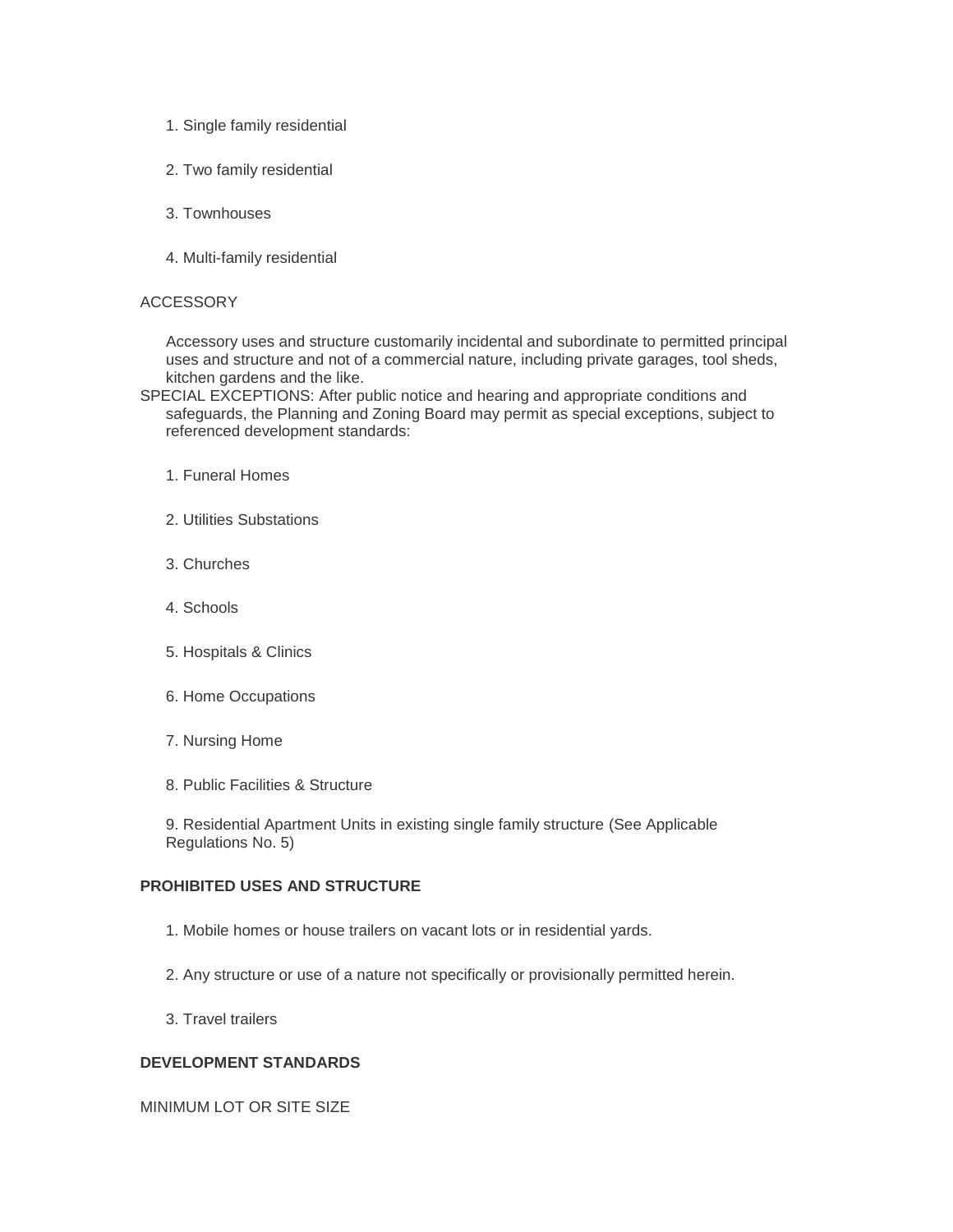1. Single family residential

2. Two family residential

3. Townhouses

4. Multi-family residential

ACCESSORY

Accessory uses and structure customarily incidental and subordinate to permitted principal uses and structure and not of a commercial nature, including private garages, tool sheds, kitchen gardens and the like.

SPECIAL EXCEPTIONS: After public notice and hearing and appropriate conditions and safeguards, the Planning and Zoning Board may permit as special exceptions, subject to referenced development standards:

1. Funeral Homes

2. Utilities Substations

3. Churches

4. Schools

5. Hospitals & Clinics

6. Home Occupations

7. Nursing Home

8. Public Facilities & Structure

9. Residential Apartment Units in existing single family structure (See Applicable Regulations No. 5)

**PROHIBITED USES AND STRUCTURE**

1. Mobile homes or house trailers on vacant lots or in residential yards.

2. Any structure or use of a nature not specifically or provisionally permitted herein.

3. Travel trailers

**DEVELOPMENT STANDARDS**

MINIMUM LOT OR SITE SIZE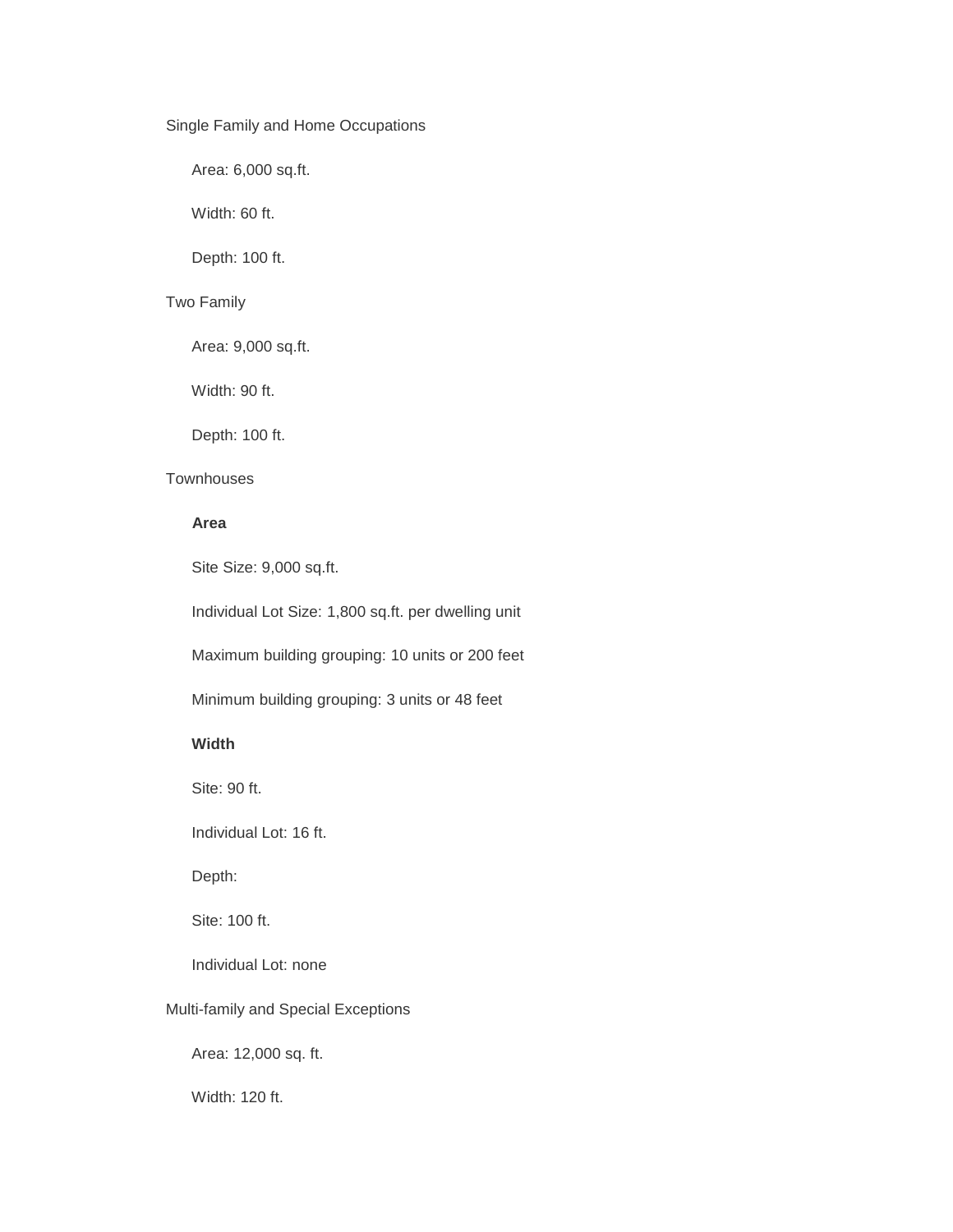Single Family and Home Occupations

Area: 6,000 sq.ft.

Width: 60 ft.

Depth: 100 ft.

Two Family

Area: 9,000 sq.ft.

Width: 90 ft.

Depth: 100 ft.

Townhouses

**Area**

Site Size: 9,000 sq.ft.

Individual Lot Size: 1,800 sq.ft. per dwelling unit

Maximum building grouping: 10 units or 200 feet

Minimum building grouping: 3 units or 48 feet

**Width**

Site: 90 ft.

Individual Lot: 16 ft.

Depth:

Site: 100 ft.

Individual Lot: none

Multi-family and Special Exceptions

Area: 12,000 sq. ft.

Width: 120 ft.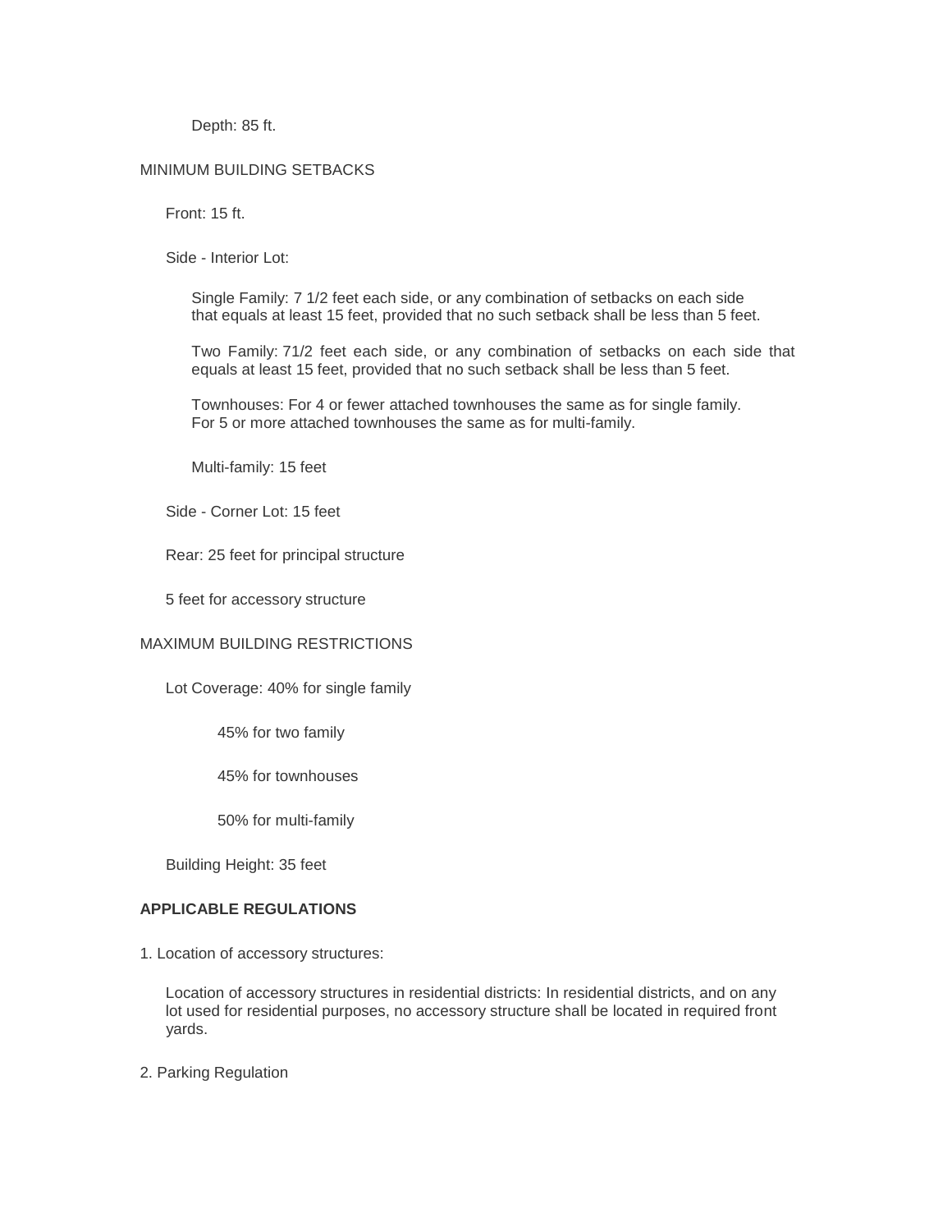Depth: 85 ft.

MINIMUM BUILDING SETBACKS

Front: 15 ft.

Side - Interior Lot:

Single Family: 7 1/2 feet each side, or any combination of setbacks on each side that equals at least 15 feet, provided that no such setback shall be less than 5 feet.

Two Family: 71/2 feet each side, or any combination of setbacks on each side that equals at least 15 feet, provided that no such setback shall be less than 5 feet.

Townhouses: For 4 or fewer attached townhouses the same as for single family. For 5 or more attached townhouses the same as for multi-family.

Multi-family: 15 feet

Side - Corner Lot: 15 feet

Rear: 25 feet for principal structure

5 feet for accessory structure

MAXIMUM BUILDING RESTRICTIONS

Lot Coverage: 40% for single family

45% for two family

45% for townhouses

50% for multi-family

Building Height: 35 feet

**APPLICABLE REGULATIONS**

1. Location of accessory structures:

Location of accessory structures in residential districts: In residential districts, and on any lot used for residential purposes, no accessory structure shall be located in required front yards.

2. Parking Regulation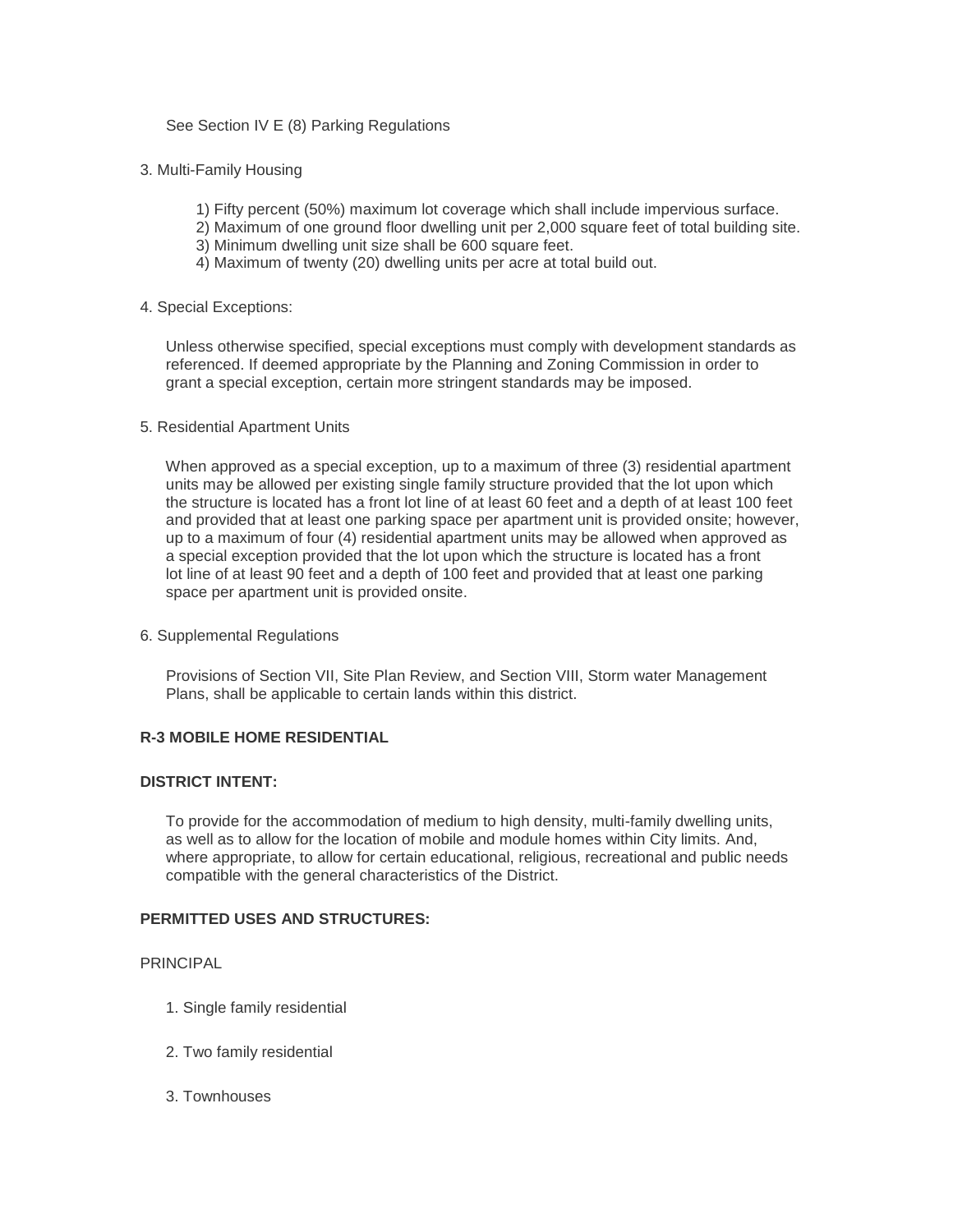See Section IV E (8) Parking Regulations

3. Multi-Family Housing

    1) Fifty percent (50%) maximum lot coverage which shall include impervious surface.
    2) Maximum of one ground floor dwelling unit per 2,000 square feet of total building site.
    3) Minimum dwelling unit size shall be 600 square feet.
    4) Maximum of twenty (20) dwelling units per acre at total build out.

4. Special Exceptions:

Unless otherwise specified, special exceptions must comply with development standards as referenced. If deemed appropriate by the Planning and Zoning Commission in order to grant a special exception, certain more stringent standards may be imposed.

5. Residential Apartment Units

When approved as a special exception, up to a maximum of three (3) residential apartment units may be allowed per existing single family structure provided that the lot upon which the structure is located has a front lot line of at least 60 feet and a depth of at least 100 feet and provided that at least one parking space per apartment unit is provided onsite; however, up to a maximum of four (4) residential apartment units may be allowed when approved as a special exception provided that the lot upon which the structure is located has a front lot line of at least 90 feet and a depth of 100 feet and provided that at least one parking space per apartment unit is provided onsite.

6. Supplemental Regulations

Provisions of Section VII, Site Plan Review, and Section VIII, Storm water Management Plans, shall be applicable to certain lands within this district.

**R-3 MOBILE HOME RESIDENTIAL**

**DISTRICT INTENT:**

To provide for the accommodation of medium to high density, multi-family dwelling units, as well as to allow for the location of mobile and module homes within City limits. And, where appropriate, to allow for certain educational, religious, recreational and public needs compatible with the general characteristics of the District.

**PERMITTED USES AND STRUCTURES:**

PRINCIPAL

1. Single family residential

2. Two family residential

3. Townhouses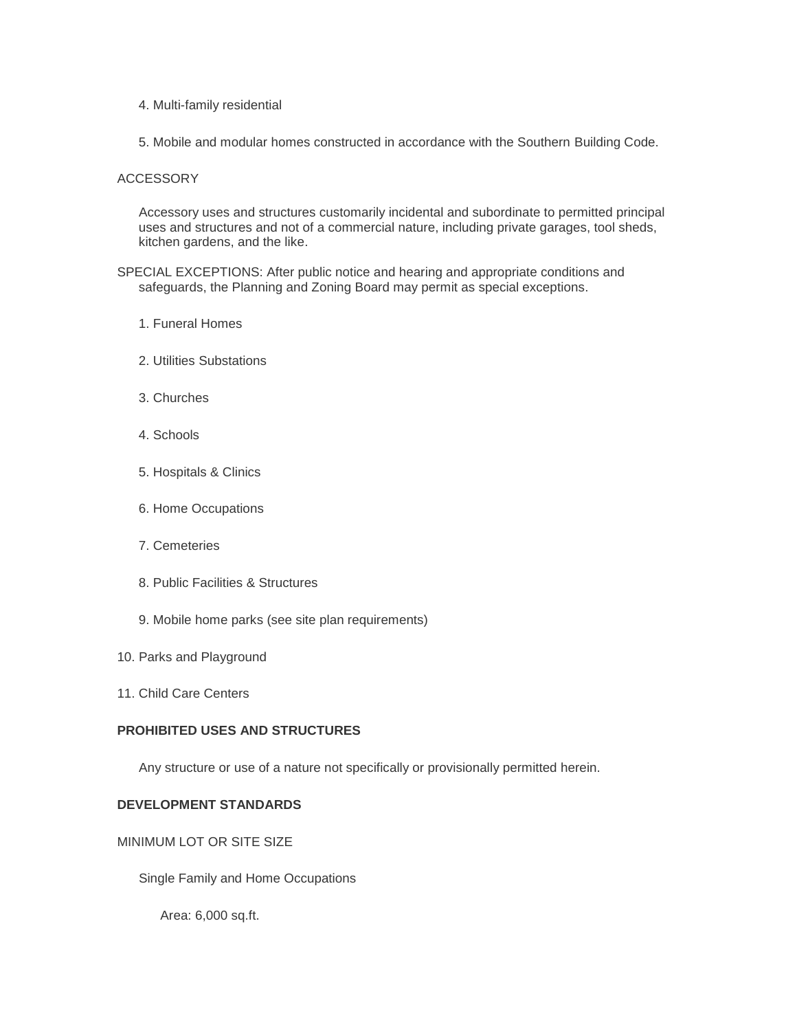4. Multi-family residential

5. Mobile and modular homes constructed in accordance with the Southern Building Code.

ACCESSORY

Accessory uses and structures customarily incidental and subordinate to permitted principal uses and structures and not of a commercial nature, including private garages, tool sheds, kitchen gardens, and the like.

SPECIAL EXCEPTIONS: After public notice and hearing and appropriate conditions and safeguards, the Planning and Zoning Board may permit as special exceptions.

1. Funeral Homes

2. Utilities Substations

3. Churches

4. Schools

5. Hospitals & Clinics

6. Home Occupations

7. Cemeteries

8. Public Facilities & Structures

9. Mobile home parks (see site plan requirements)

10. Parks and Playground

11. Child Care Centers

**PROHIBITED USES AND STRUCTURES**

Any structure or use of a nature not specifically or provisionally permitted herein.

**DEVELOPMENT STANDARDS**

MINIMUM LOT OR SITE SIZE

Single Family and Home Occupations

Area: 6,000 sq.ft.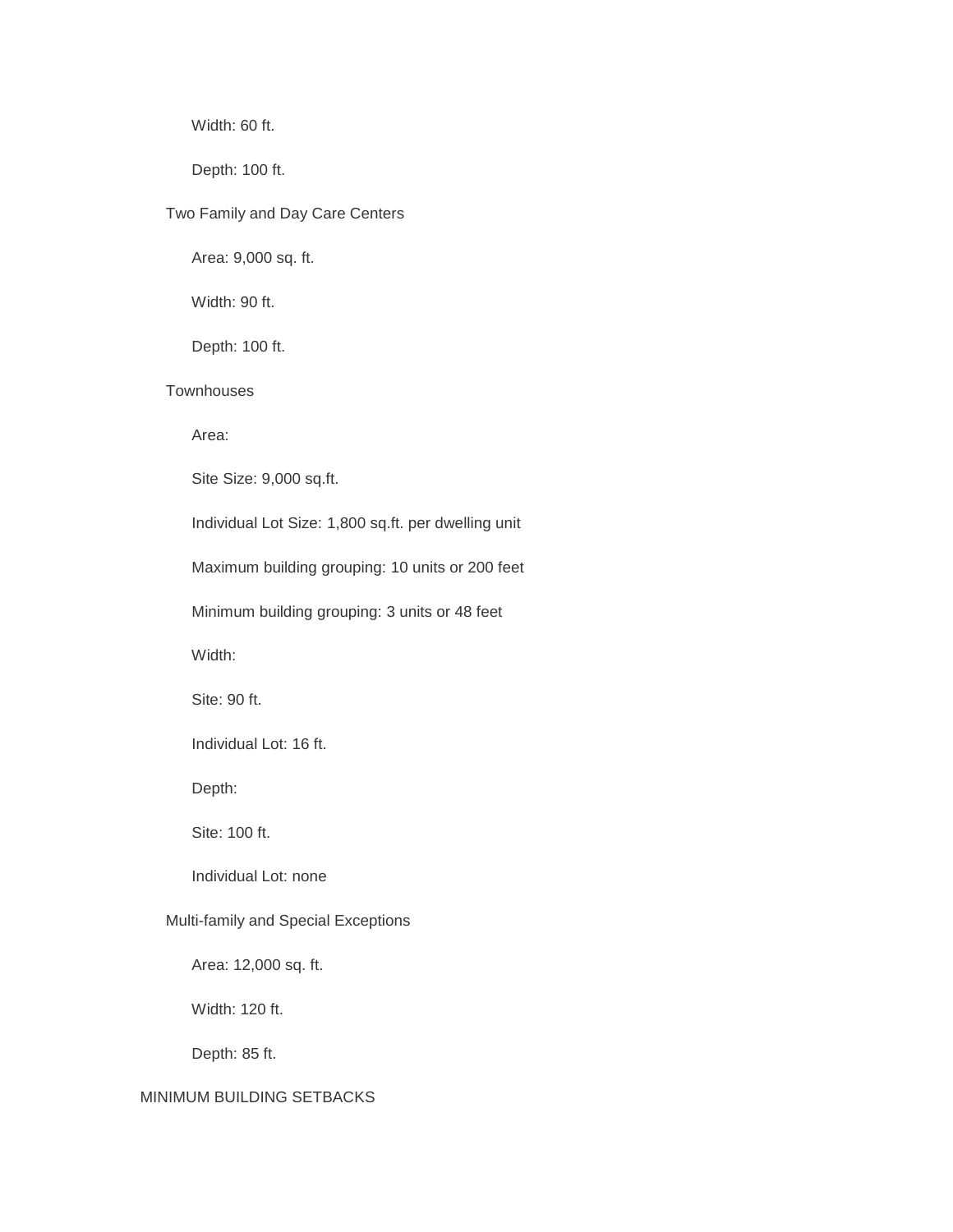Width: 60 ft.

Depth: 100 ft.

Two Family and Day Care Centers

Area: 9,000 sq. ft.

Width: 90 ft.

Depth: 100 ft.

Townhouses

Area:

Site Size: 9,000 sq.ft.

Individual Lot Size: 1,800 sq.ft. per dwelling unit

Maximum building grouping: 10 units or 200 feet

Minimum building grouping: 3 units or 48 feet

Width:

Site: 90 ft.

Individual Lot: 16 ft.

Depth:

Site: 100 ft.

Individual Lot: none

Multi-family and Special Exceptions

Area: 12,000 sq. ft.

Width: 120 ft.

Depth: 85 ft.

MINIMUM BUILDING SETBACKS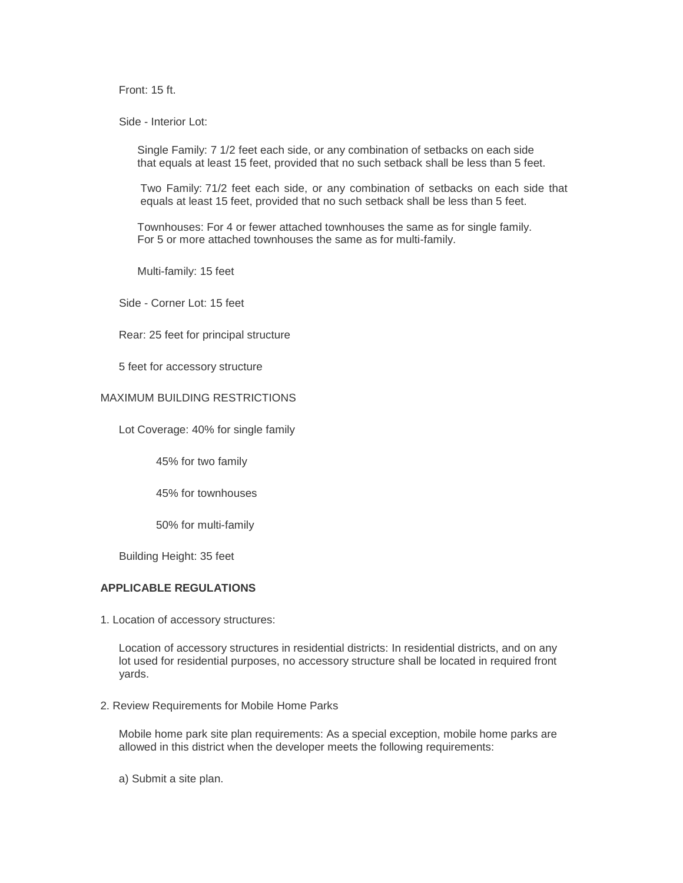Front: 15 ft.

Side - Interior Lot:

Single Family: 7 1/2 feet each side, or any combination of setbacks on each side that equals at least 15 feet, provided that no such setback shall be less than 5 feet.

Two Family: 71/2 feet each side, or any combination of setbacks on each side that equals at least 15 feet, provided that no such setback shall be less than 5 feet.

Townhouses: For 4 or fewer attached townhouses the same as for single family. For 5 or more attached townhouses the same as for multi-family.

Multi-family: 15 feet

Side - Corner Lot: 15 feet

Rear: 25 feet for principal structure

5 feet for accessory structure

MAXIMUM BUILDING RESTRICTIONS

Lot Coverage: 40% for single family

45% for two family

45% for townhouses

50% for multi-family

Building Height: 35 feet

**APPLICABLE REGULATIONS**

1. Location of accessory structures:

Location of accessory structures in residential districts: In residential districts, and on any lot used for residential purposes, no accessory structure shall be located in required front yards.

2. Review Requirements for Mobile Home Parks

Mobile home park site plan requirements: As a special exception, mobile home parks are allowed in this district when the developer meets the following requirements:

a) Submit a site plan.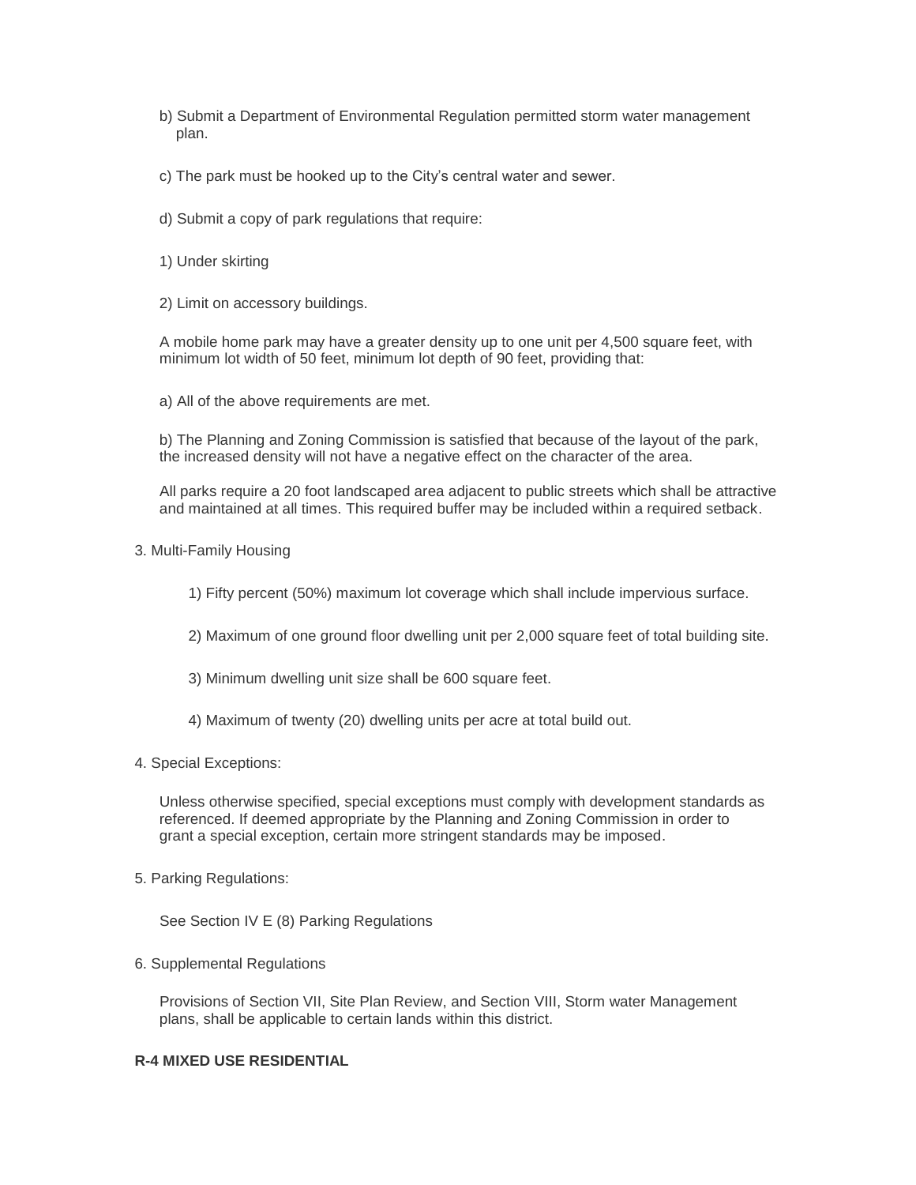b) Submit a Department of Environmental Regulation permitted storm water management plan.

c) The park must be hooked up to the City's central water and sewer.

d) Submit a copy of park regulations that require:

1) Under skirting

2) Limit on accessory buildings.

A mobile home park may have a greater density up to one unit per 4,500 square feet, with minimum lot width of 50 feet, minimum lot depth of 90 feet, providing that:

a) All of the above requirements are met.

b) The Planning and Zoning Commission is satisfied that because of the layout of the park, the increased density will not have a negative effect on the character of the area.

All parks require a 20 foot landscaped area adjacent to public streets which shall be attractive and maintained at all times. This required buffer may be included within a required setback.

3. Multi-Family Housing

1) Fifty percent (50%) maximum lot coverage which shall include impervious surface.

2) Maximum of one ground floor dwelling unit per 2,000 square feet of total building site.

3) Minimum dwelling unit size shall be 600 square feet.

4) Maximum of twenty (20) dwelling units per acre at total build out.

4. Special Exceptions:

Unless otherwise specified, special exceptions must comply with development standards as referenced. If deemed appropriate by the Planning and Zoning Commission in order to grant a special exception, certain more stringent standards may be imposed.

5. Parking Regulations:

See Section IV E (8) Parking Regulations

6. Supplemental Regulations

Provisions of Section VII, Site Plan Review, and Section VIII, Storm water Management plans, shall be applicable to certain lands within this district.

**R-4 MIXED USE RESIDENTIAL**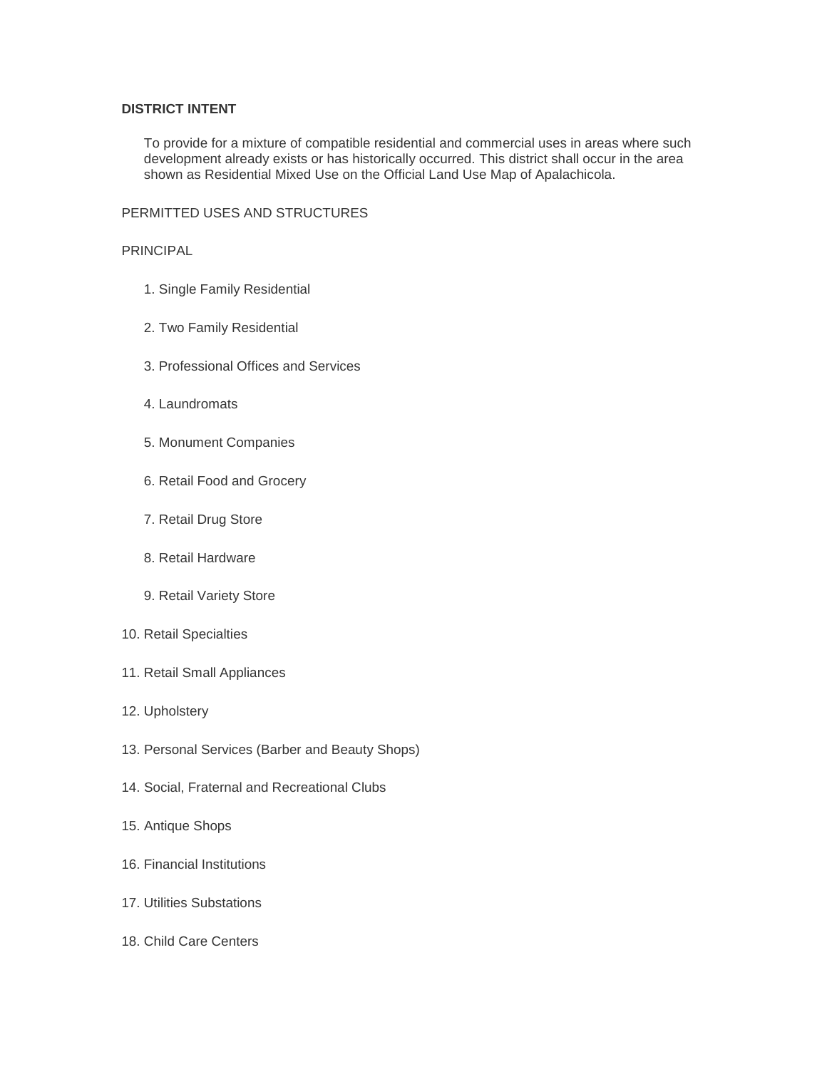**DISTRICT INTENT**

To provide for a mixture of compatible residential and commercial uses in areas where such development already exists or has historically occurred. This district shall occur in the area shown as Residential Mixed Use on the Official Land Use Map of Apalachicola.

PERMITTED USES AND STRUCTURES

PRINCIPAL

1. Single Family Residential
2. Two Family Residential
3. Professional Offices and Services
4. Laundromats
5. Monument Companies
6. Retail Food and Grocery
7. Retail Drug Store
8. Retail Hardware
9. Retail Variety Store
10. Retail Specialties
11. Retail Small Appliances
12. Upholstery
13. Personal Services (Barber and Beauty Shops)
14. Social, Fraternal and Recreational Clubs
15. Antique Shops
16. Financial Institutions
17. Utilities Substations
18. Child Care Centers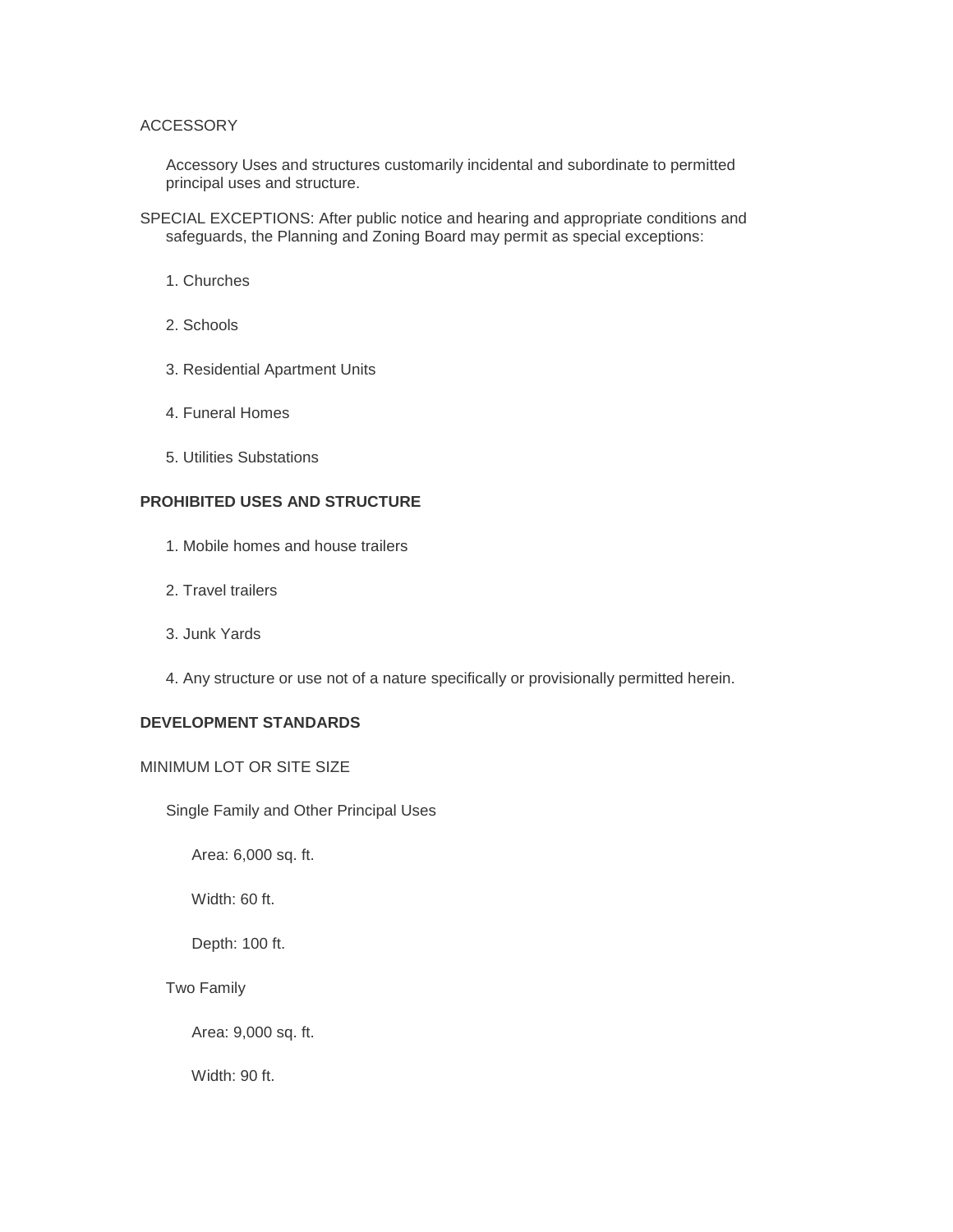ACCESSORY

Accessory Uses and structures customarily incidental and subordinate to permitted principal uses and structure.

SPECIAL EXCEPTIONS: After public notice and hearing and appropriate conditions and safeguards, the Planning and Zoning Board may permit as special exceptions:

1. Churches
2. Schools
3. Residential Apartment Units
4. Funeral Homes
5. Utilities Substations

**PROHIBITED USES AND STRUCTURE**

1. Mobile homes and house trailers
2. Travel trailers
3. Junk Yards
4. Any structure or use not of a nature specifically or provisionally permitted herein.

**DEVELOPMENT STANDARDS**

MINIMUM LOT OR SITE SIZE

Single Family and Other Principal Uses

Area: 6,000 sq. ft.

Width: 60 ft.

Depth: 100 ft.

Two Family

Area: 9,000 sq. ft.

Width: 90 ft.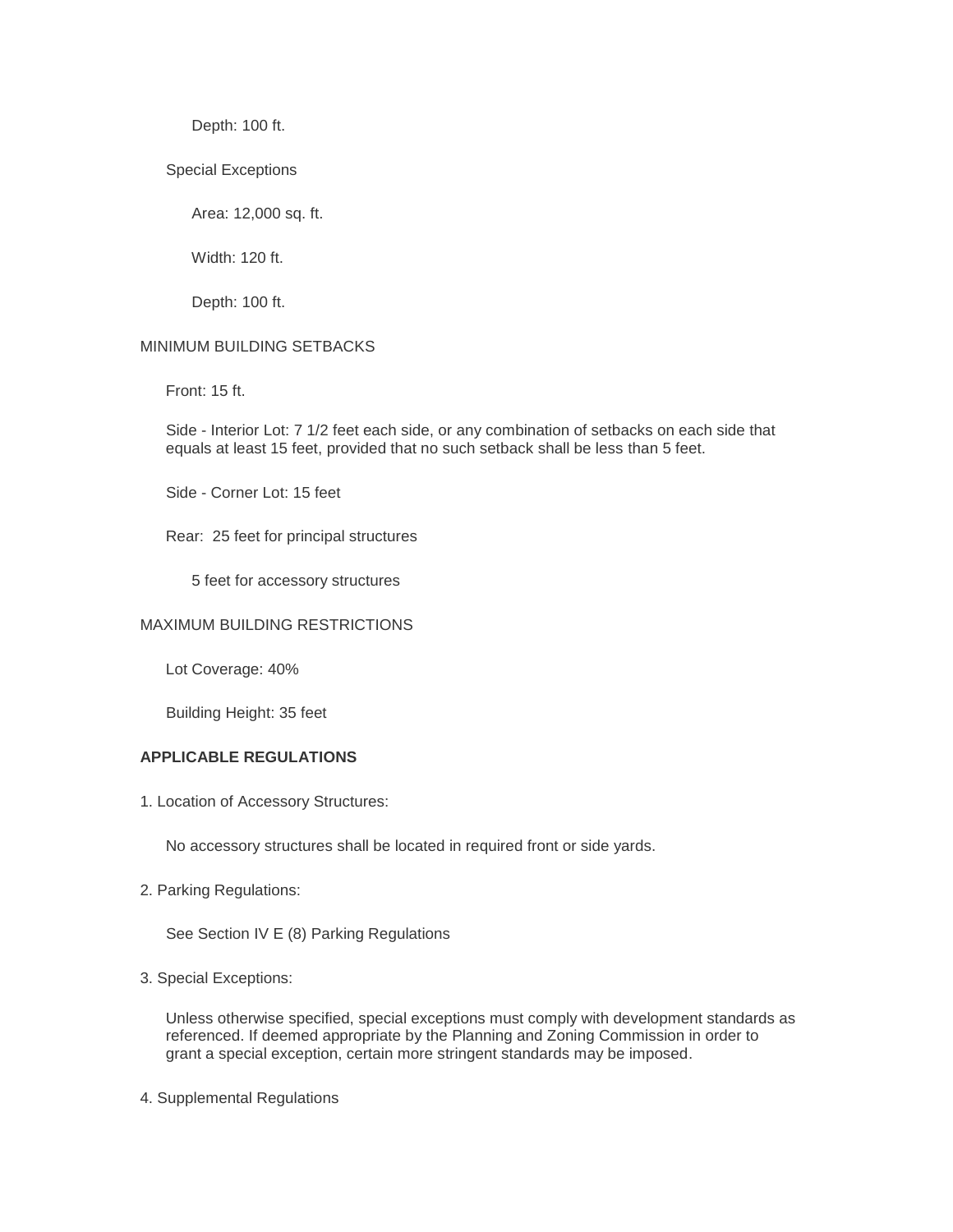Depth: 100 ft.

Special Exceptions

Area: 12,000 sq. ft.

Width: 120 ft.

Depth: 100 ft.

MINIMUM BUILDING SETBACKS

Front: 15 ft.

Side - Interior Lot: 7 1/2 feet each side, or any combination of setbacks on each side that equals at least 15 feet, provided that no such setback shall be less than 5 feet.

Side - Corner Lot: 15 feet

Rear: 25 feet for principal structures

5 feet for accessory structures

MAXIMUM BUILDING RESTRICTIONS

Lot Coverage: 40%

Building Height: 35 feet

**APPLICABLE REGULATIONS**

1. Location of Accessory Structures:

No accessory structures shall be located in required front or side yards.

2. Parking Regulations:

See Section IV E (8) Parking Regulations

3. Special Exceptions:

Unless otherwise specified, special exceptions must comply with development standards as referenced. If deemed appropriate by the Planning and Zoning Commission in order to grant a special exception, certain more stringent standards may be imposed.

4. Supplemental Regulations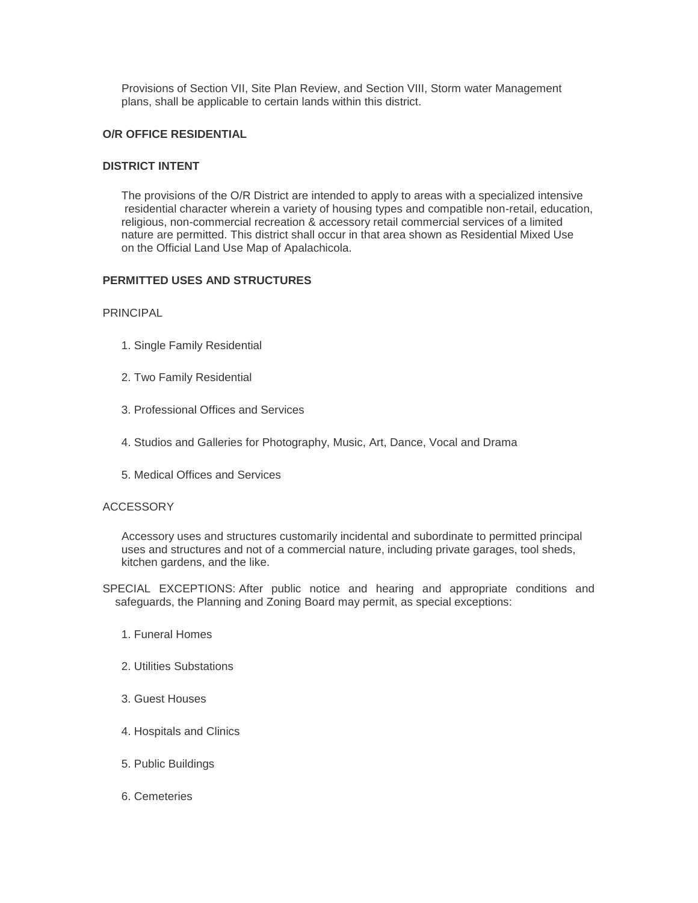Provisions of Section VII, Site Plan Review, and Section VIII, Storm water Management plans, shall be applicable to certain lands within this district.

**O/R OFFICE RESIDENTIAL**

**DISTRICT INTENT**

The provisions of the O/R District are intended to apply to areas with a specialized intensive residential character wherein a variety of housing types and compatible non-retail, education, religious, non-commercial recreation & accessory retail commercial services of a limited nature are permitted. This district shall occur in that area shown as Residential Mixed Use on the Official Land Use Map of Apalachicola.

**PERMITTED USES AND STRUCTURES**

PRINCIPAL

1. Single Family Residential

2. Two Family Residential

3. Professional Offices and Services

4. Studios and Galleries for Photography, Music, Art, Dance, Vocal and Drama

5. Medical Offices and Services

ACCESSORY

Accessory uses and structures customarily incidental and subordinate to permitted principal uses and structures and not of a commercial nature, including private garages, tool sheds, kitchen gardens, and the like.

SPECIAL EXCEPTIONS: After public notice and hearing and appropriate conditions and safeguards, the Planning and Zoning Board may permit, as special exceptions:

1. Funeral Homes

2. Utilities Substations

3. Guest Houses

4. Hospitals and Clinics

5. Public Buildings

6. Cemeteries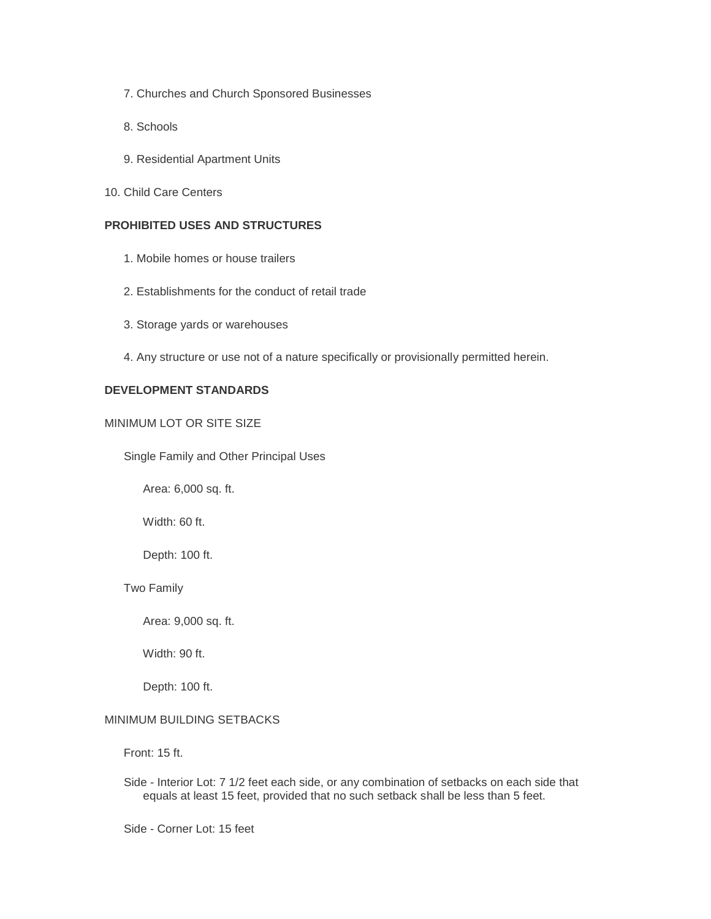7. Churches and Church Sponsored Businesses

8. Schools

9. Residential Apartment Units

10. Child Care Centers

**PROHIBITED USES AND STRUCTURES**

1. Mobile homes or house trailers

2. Establishments for the conduct of retail trade

3. Storage yards or warehouses

4. Any structure or use not of a nature specifically or provisionally permitted herein.

**DEVELOPMENT STANDARDS**

MINIMUM LOT OR SITE SIZE

Single Family and Other Principal Uses

Area: 6,000 sq. ft.

Width: 60 ft.

Depth: 100 ft.

Two Family

Area: 9,000 sq. ft.

Width: 90 ft.

Depth: 100 ft.

MINIMUM BUILDING SETBACKS

Front: 15 ft.

Side - Interior Lot: 7 1/2 feet each side, or any combination of setbacks on each side that equals at least 15 feet, provided that no such setback shall be less than 5 feet.

Side - Corner Lot: 15 feet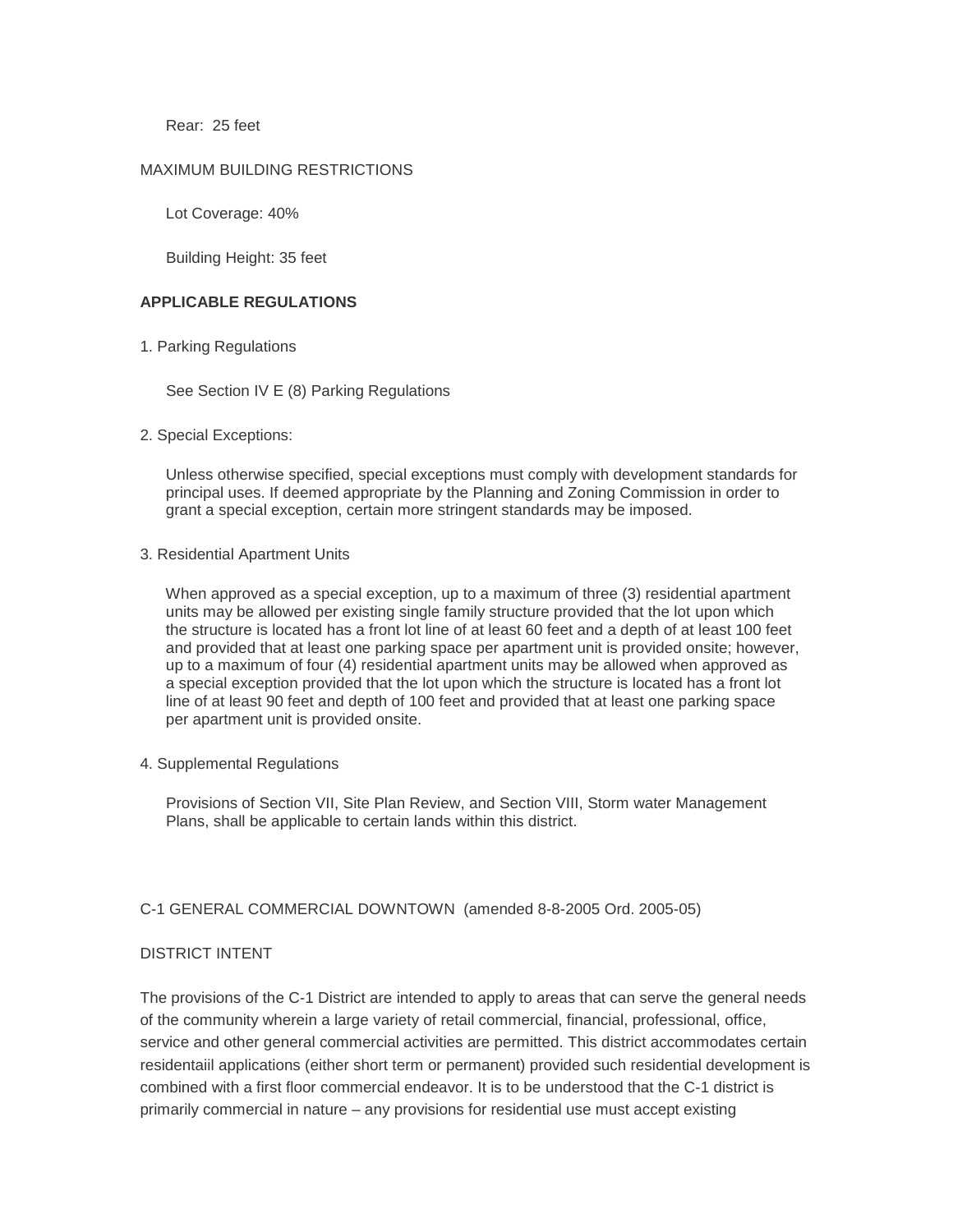Rear: 25 feet

MAXIMUM BUILDING RESTRICTIONS

Lot Coverage: 40%

Building Height: 35 feet

**APPLICABLE REGULATIONS**

1. Parking Regulations

See Section IV E (8) Parking Regulations

2. Special Exceptions:

Unless otherwise specified, special exceptions must comply with development standards for principal uses. If deemed appropriate by the Planning and Zoning Commission in order to grant a special exception, certain more stringent standards may be imposed.

3. Residential Apartment Units

When approved as a special exception, up to a maximum of three (3) residential apartment units may be allowed per existing single family structure provided that the lot upon which the structure is located has a front lot line of at least 60 feet and a depth of at least 100 feet and provided that at least one parking space per apartment unit is provided onsite; however, up to a maximum of four (4) residential apartment units may be allowed when approved as a special exception provided that the lot upon which the structure is located has a front lot line of at least 90 feet and depth of 100 feet and provided that at least one parking space per apartment unit is provided onsite.

4. Supplemental Regulations

Provisions of Section VII, Site Plan Review, and Section VIII, Storm water Management Plans, shall be applicable to certain lands within this district.

C-1 GENERAL COMMERCIAL DOWNTOWN (amended 8-8-2005 Ord. 2005-05)

DISTRICT INTENT

The provisions of the C-1 District are intended to apply to areas that can serve the general needs of the community wherein a large variety of retail commercial, financial, professional, office, service and other general commercial activities are permitted. This district accommodates certain residentaiil applications (either short term or permanent) provided such residential development is combined with a first floor commercial endeavor. It is to be understood that the C-1 district is primarily commercial in nature – any provisions for residential use must accept existing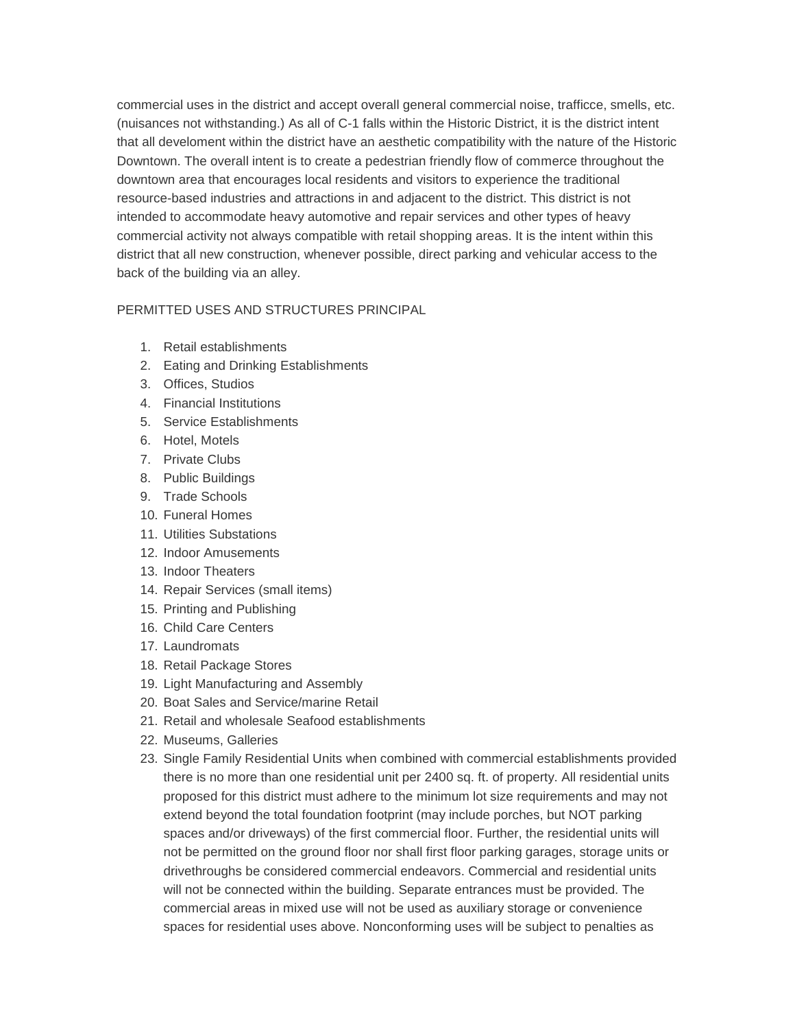commercial uses in the district and accept overall general commercial noise, trafficce, smells, etc. (nuisances not withstanding.) As all of C-1 falls within the Historic District, it is the district intent that all develoment within the district have an aesthetic compatibility with the nature of the Historic Downtown. The overall intent is to create a pedestrian friendly flow of commerce throughout the downtown area that encourages local residents and visitors to experience the traditional resource-based industries and attractions in and adjacent to the district. This district is not intended to accommodate heavy automotive and repair services and other types of heavy commercial activity not always compatible with retail shopping areas. It is the intent within this district that all new construction, whenever possible, direct parking and vehicular access to the back of the building via an alley.

PERMITTED USES AND STRUCTURES PRINCIPAL

1. Retail establishments
2. Eating and Drinking Establishments
3. Offices, Studios
4. Financial Institutions
5. Service Establishments
6. Hotel, Motels
7. Private Clubs
8. Public Buildings
9. Trade Schools
10. Funeral Homes
11. Utilities Substations
12. Indoor Amusements
13. Indoor Theaters
14. Repair Services (small items)
15. Printing and Publishing
16. Child Care Centers
17. Laundromats
18. Retail Package Stores
19. Light Manufacturing and Assembly
20. Boat Sales and Service/marine Retail
21. Retail and wholesale Seafood establishments
22. Museums, Galleries
23. Single Family Residential Units when combined with commercial establishments provided there is no more than one residential unit per 2400 sq. ft. of property. All residential units proposed for this district must adhere to the minimum lot size requirements and may not extend beyond the total foundation footprint (may include porches, but NOT parking spaces and/or driveways) of the first commercial floor. Further, the residential units will not be permitted on the ground floor nor shall first floor parking garages, storage units or drivethroughs be considered commercial endeavors. Commercial and residential units will not be connected within the building. Separate entrances must be provided. The commercial areas in mixed use will not be used as auxiliary storage or convenience spaces for residential uses above. Nonconforming uses will be subject to penalties as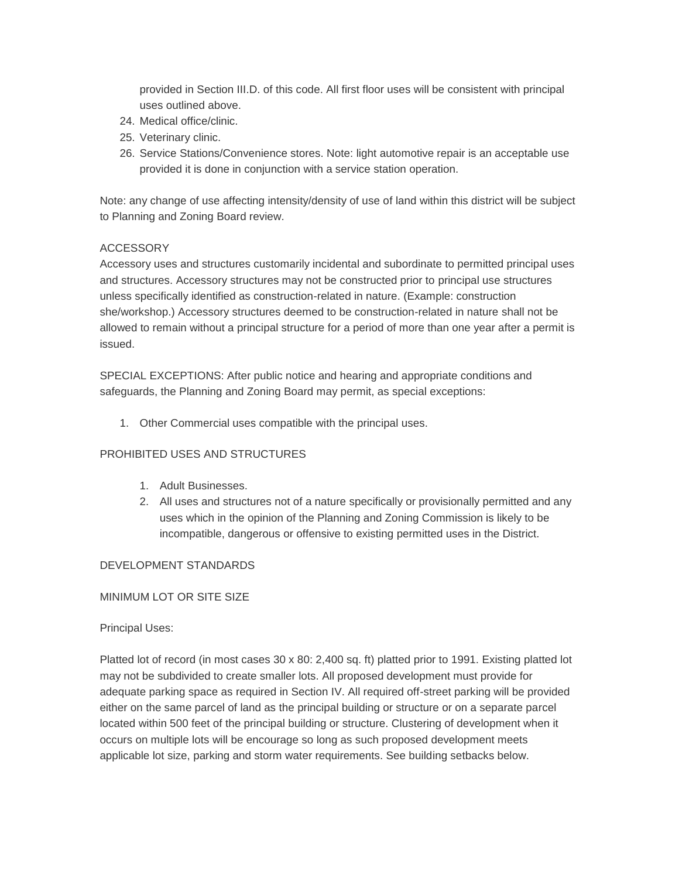provided in Section III.D. of this code. All first floor uses will be consistent with principal uses outlined above.

24. Medical office/clinic.
25. Veterinary clinic.
26. Service Stations/Convenience stores. Note: light automotive repair is an acceptable use provided it is done in conjunction with a service station operation.

Note: any change of use affecting intensity/density of use of land within this district will be subject to Planning and Zoning Board review.

ACCESSORY

Accessory uses and structures customarily incidental and subordinate to permitted principal uses and structures. Accessory structures may not be constructed prior to principal use structures unless specifically identified as construction-related in nature. (Example: construction she/workshop.) Accessory structures deemed to be construction-related in nature shall not be allowed to remain without a principal structure for a period of more than one year after a permit is issued.

SPECIAL EXCEPTIONS: After public notice and hearing and appropriate conditions and safeguards, the Planning and Zoning Board may permit, as special exceptions:

1. Other Commercial uses compatible with the principal uses.

PROHIBITED USES AND STRUCTURES

1. Adult Businesses.
2. All uses and structures not of a nature specifically or provisionally permitted and any uses which in the opinion of the Planning and Zoning Commission is likely to be incompatible, dangerous or offensive to existing permitted uses in the District.

DEVELOPMENT STANDARDS

MINIMUM LOT OR SITE SIZE

Principal Uses:

Platted lot of record (in most cases 30 x 80: 2,400 sq. ft) platted prior to 1991. Existing platted lot may not be subdivided to create smaller lots. All proposed development must provide for adequate parking space as required in Section IV. All required off-street parking will be provided either on the same parcel of land as the principal building or structure or on a separate parcel located within 500 feet of the principal building or structure. Clustering of development when it occurs on multiple lots will be encourage so long as such proposed development meets applicable lot size, parking and storm water requirements. See building setbacks below.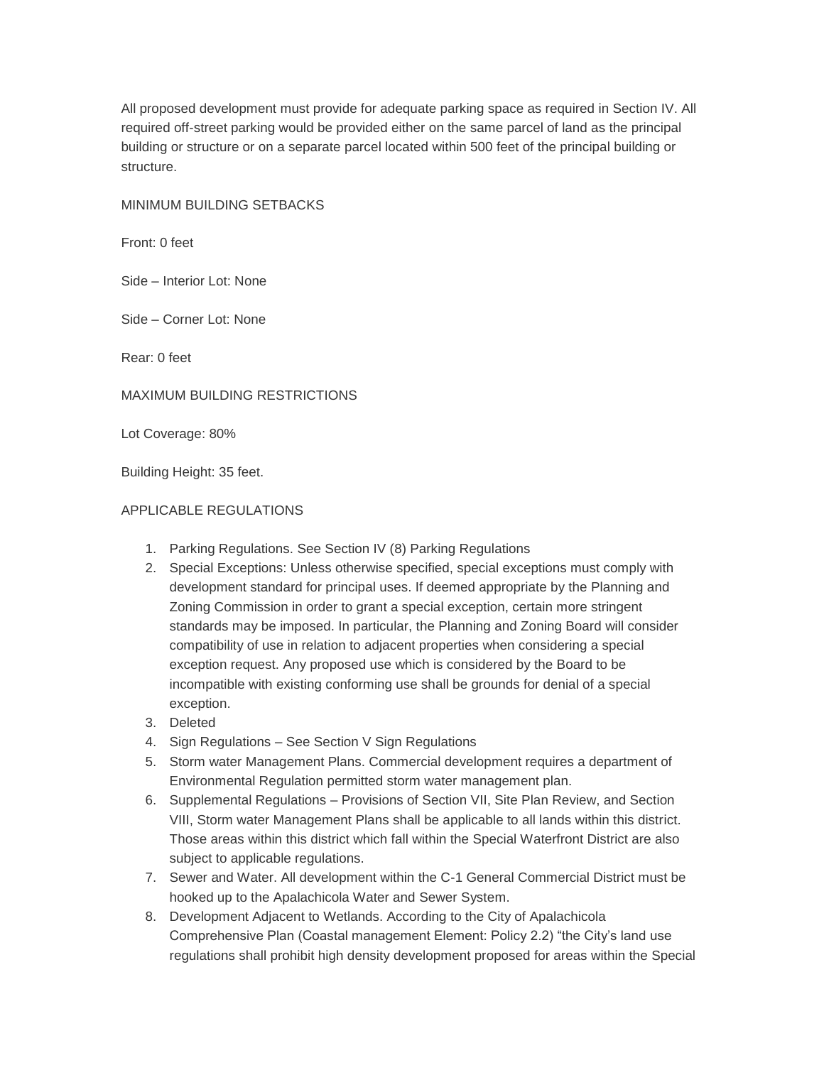All proposed development must provide for adequate parking space as required in Section IV. All required off-street parking would be provided either on the same parcel of land as the principal building or structure or on a separate parcel located within 500 feet of the principal building or structure.

MINIMUM BUILDING SETBACKS

Front: 0 feet

Side – Interior Lot: None

Side – Corner Lot: None

Rear: 0 feet

MAXIMUM BUILDING RESTRICTIONS

Lot Coverage: 80%

Building Height: 35 feet.

APPLICABLE REGULATIONS

1. Parking Regulations. See Section IV (8) Parking Regulations
2. Special Exceptions: Unless otherwise specified, special exceptions must comply with development standard for principal uses. If deemed appropriate by the Planning and Zoning Commission in order to grant a special exception, certain more stringent standards may be imposed. In particular, the Planning and Zoning Board will consider compatibility of use in relation to adjacent properties when considering a special exception request. Any proposed use which is considered by the Board to be incompatible with existing conforming use shall be grounds for denial of a special exception.
3. Deleted
4. Sign Regulations – See Section V Sign Regulations
5. Storm water Management Plans. Commercial development requires a department of Environmental Regulation permitted storm water management plan.
6. Supplemental Regulations – Provisions of Section VII, Site Plan Review, and Section VIII, Storm water Management Plans shall be applicable to all lands within this district. Those areas within this district which fall within the Special Waterfront District are also subject to applicable regulations.
7. Sewer and Water. All development within the C-1 General Commercial District must be hooked up to the Apalachicola Water and Sewer System.
8. Development Adjacent to Wetlands. According to the City of Apalachicola Comprehensive Plan (Coastal management Element: Policy 2.2) "the City's land use regulations shall prohibit high density development proposed for areas within the Special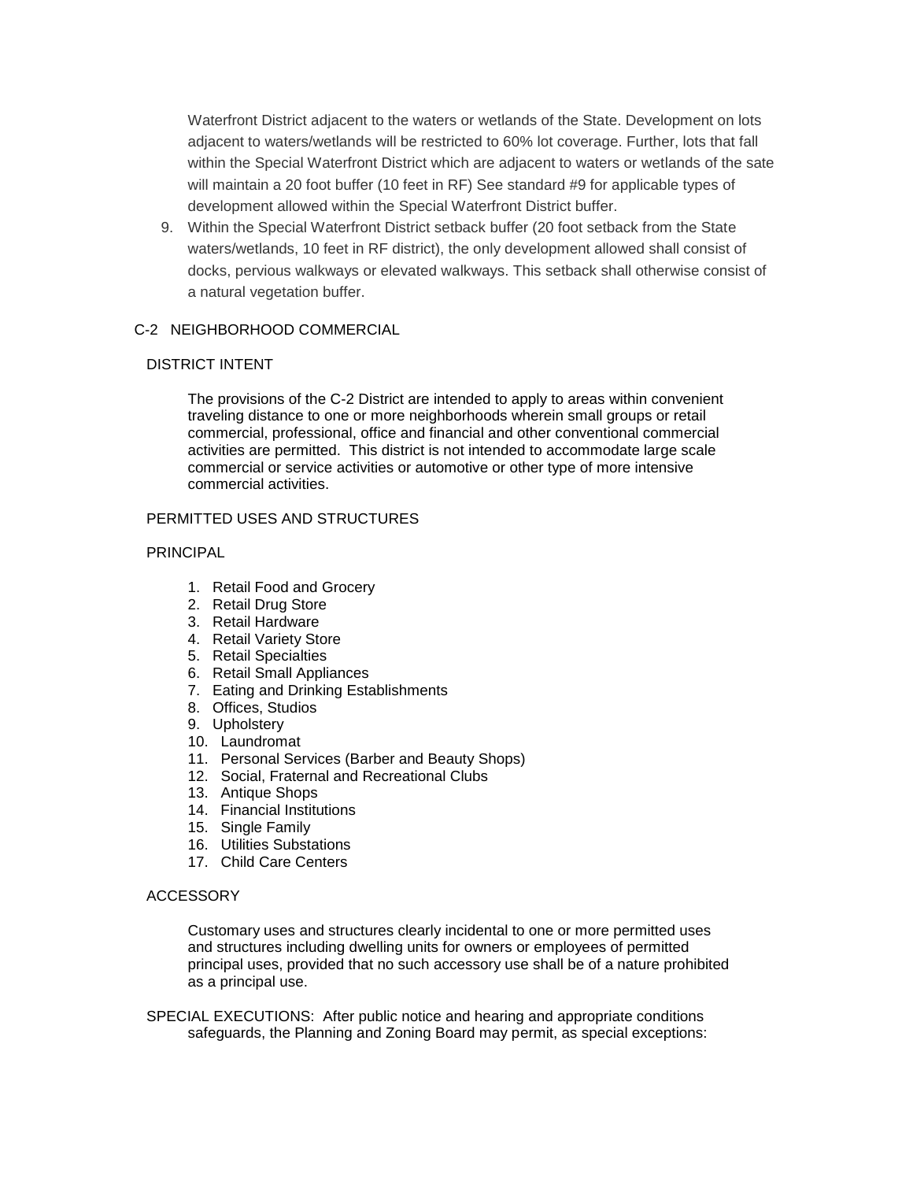Waterfront District adjacent to the waters or wetlands of the State. Development on lots adjacent to waters/wetlands will be restricted to 60% lot coverage. Further, lots that fall within the Special Waterfront District which are adjacent to waters or wetlands of the sate will maintain a 20 foot buffer (10 feet in RF) See standard #9 for applicable types of development allowed within the Special Waterfront District buffer.

9. Within the Special Waterfront District setback buffer (20 foot setback from the State waters/wetlands, 10 feet in RF district), the only development allowed shall consist of docks, pervious walkways or elevated walkways. This setback shall otherwise consist of a natural vegetation buffer.

## C-2 NEIGHBORHOOD COMMERCIAL

### DISTRICT INTENT

The provisions of the C-2 District are intended to apply to areas within convenient traveling distance to one or more neighborhoods wherein small groups or retail commercial, professional, office and financial and other conventional commercial activities are permitted. This district is not intended to accommodate large scale commercial or service activities or automotive or other type of more intensive commercial activities.

### PERMITTED USES AND STRUCTURES

#### PRINCIPAL

1. Retail Food and Grocery
2. Retail Drug Store
3. Retail Hardware
4. Retail Variety Store
5. Retail Specialties
6. Retail Small Appliances
7. Eating and Drinking Establishments
8. Offices, Studios
9. Upholstery
10. Laundromat
11. Personal Services (Barber and Beauty Shops)
12. Social, Fraternal and Recreational Clubs
13. Antique Shops
14. Financial Institutions
15. Single Family
16. Utilities Substations
17. Child Care Centers

#### ACCESSORY

Customary uses and structures clearly incidental to one or more permitted uses and structures including dwelling units for owners or employees of permitted principal uses, provided that no such accessory use shall be of a nature prohibited as a principal use.

SPECIAL EXECUTIONS: After public notice and hearing and appropriate conditions safeguards, the Planning and Zoning Board may permit, as special exceptions: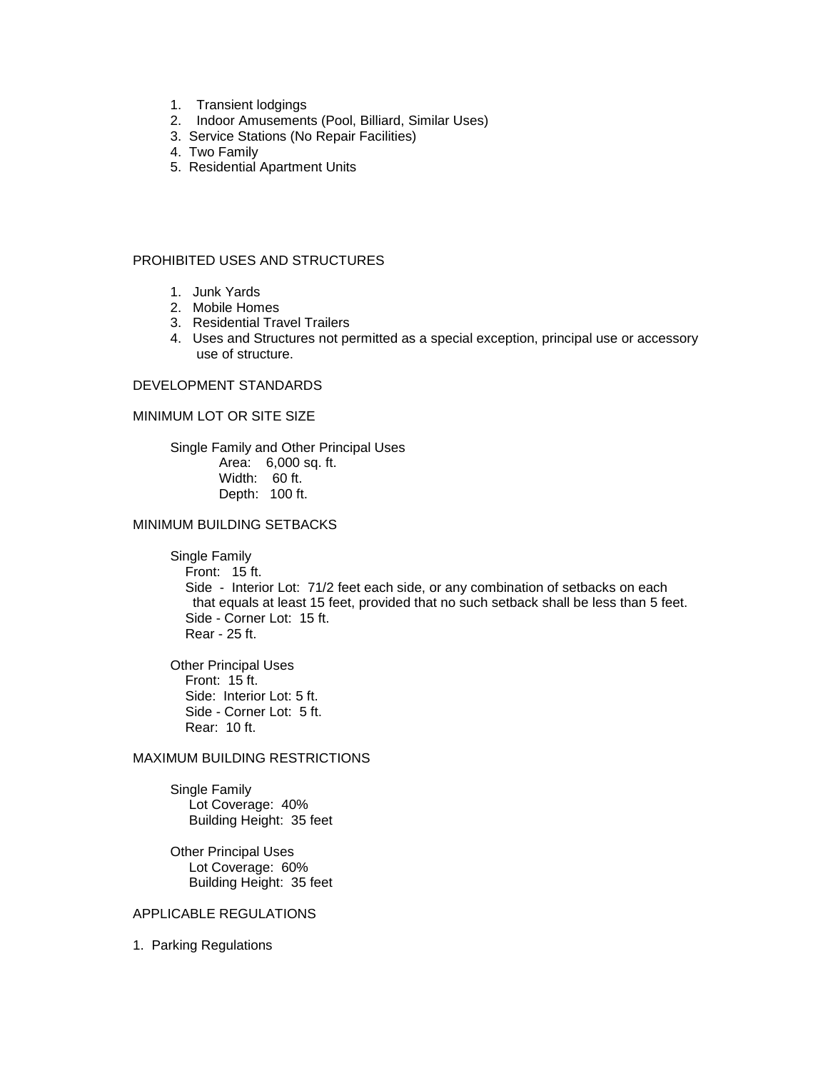1. Transient lodgings
2. Indoor Amusements (Pool, Billiard, Similar Uses)
3. Service Stations (No Repair Facilities)
4. Two Family
5. Residential Apartment Units

PROHIBITED USES AND STRUCTURES

1. Junk Yards
2. Mobile Homes
3. Residential Travel Trailers
4. Uses and Structures not permitted as a special exception, principal use or accessory use of structure.

DEVELOPMENT STANDARDS

MINIMUM LOT OR SITE SIZE

Single Family and Other Principal Uses
- Area: 6,000 sq. ft.
- Width: 60 ft.
- Depth: 100 ft.

MINIMUM BUILDING SETBACKS

Single Family
- Front: 15 ft.
- Side - Interior Lot: 71/2 feet each side, or any combination of setbacks on each that equals at least 15 feet, provided that no such setback shall be less than 5 feet.
- Side - Corner Lot: 15 ft.
- Rear - 25 ft.

Other Principal Uses
- Front: 15 ft.
- Side: Interior Lot: 5 ft.
- Side - Corner Lot: 5 ft.
- Rear: 10 ft.

MAXIMUM BUILDING RESTRICTIONS

Single Family
- Lot Coverage: 40%
- Building Height: 35 feet

Other Principal Uses
- Lot Coverage: 60%
- Building Height: 35 feet

APPLICABLE REGULATIONS

1. Parking Regulations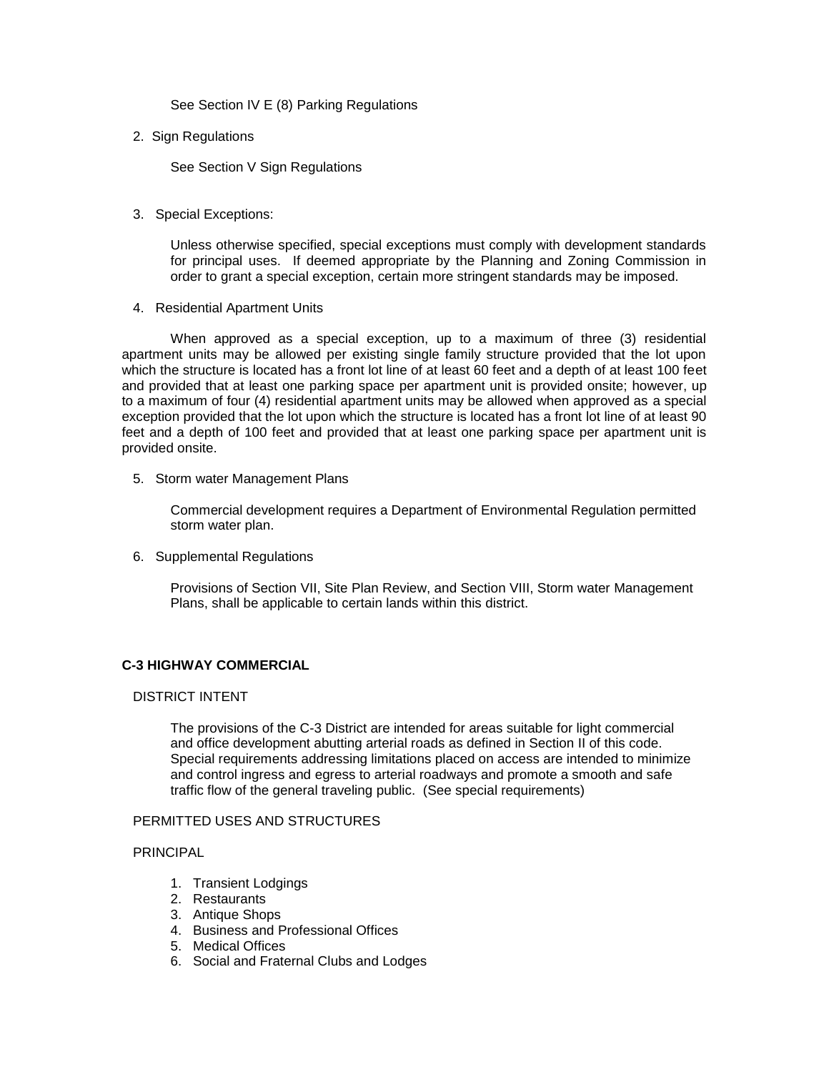See Section IV E (8) Parking Regulations

2. Sign Regulations

   See Section V Sign Regulations

3. Special Exceptions:

   Unless otherwise specified, special exceptions must comply with development standards for principal uses. If deemed appropriate by the Planning and Zoning Commission in order to grant a special exception, certain more stringent standards may be imposed.

4. Residential Apartment Units

When approved as a special exception, up to a maximum of three (3) residential apartment units may be allowed per existing single family structure provided that the lot upon which the structure is located has a front lot line of at least 60 feet and a depth of at least 100 feet and provided that at least one parking space per apartment unit is provided onsite; however, up to a maximum of four (4) residential apartment units may be allowed when approved as a special exception provided that the lot upon which the structure is located has a front lot line of at least 90 feet and a depth of 100 feet and provided that at least one parking space per apartment unit is provided onsite.

5. Storm water Management Plans

   Commercial development requires a Department of Environmental Regulation permitted storm water plan.

6. Supplemental Regulations

   Provisions of Section VII, Site Plan Review, and Section VIII, Storm water Management Plans, shall be applicable to certain lands within this district.

**C-3 HIGHWAY COMMERCIAL**

DISTRICT INTENT

The provisions of the C-3 District are intended for areas suitable for light commercial and office development abutting arterial roads as defined in Section II of this code. Special requirements addressing limitations placed on access are intended to minimize and control ingress and egress to arterial roadways and promote a smooth and safe traffic flow of the general traveling public. (See special requirements)

PERMITTED USES AND STRUCTURES

PRINCIPAL

1. Transient Lodgings
2. Restaurants
3. Antique Shops
4. Business and Professional Offices
5. Medical Offices
6. Social and Fraternal Clubs and Lodges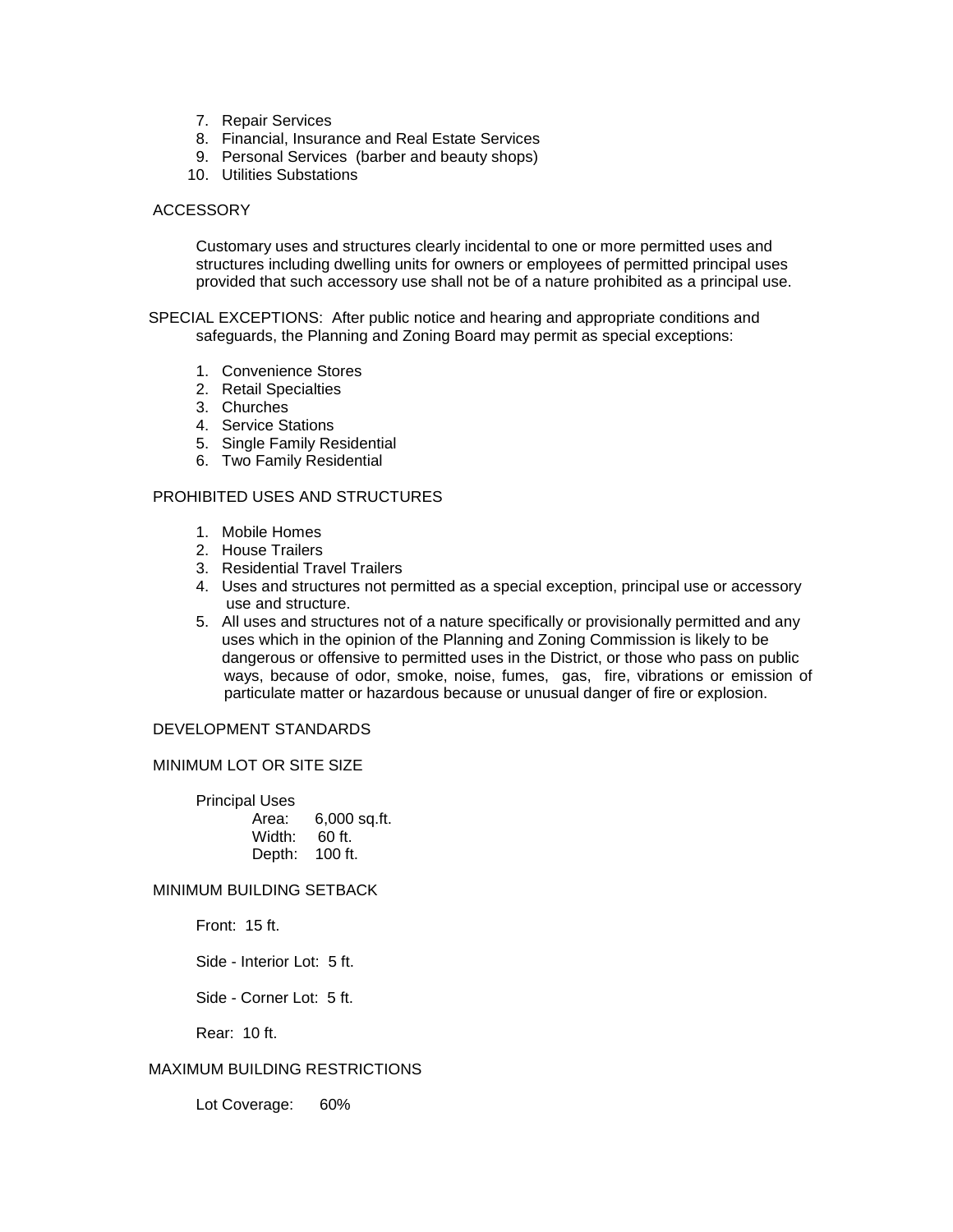7. Repair Services
8. Financial, Insurance and Real Estate Services
9. Personal Services (barber and beauty shops)
10. Utilities Substations

ACCESSORY

Customary uses and structures clearly incidental to one or more permitted uses and structures including dwelling units for owners or employees of permitted principal uses provided that such accessory use shall not be of a nature prohibited as a principal use.

SPECIAL EXCEPTIONS: After public notice and hearing and appropriate conditions and safeguards, the Planning and Zoning Board may permit as special exceptions:

1. Convenience Stores
2. Retail Specialties
3. Churches
4. Service Stations
5. Single Family Residential
6. Two Family Residential

PROHIBITED USES AND STRUCTURES

1. Mobile Homes
2. House Trailers
3. Residential Travel Trailers
4. Uses and structures not permitted as a special exception, principal use or accessory use and structure.
5. All uses and structures not of a nature specifically or provisionally permitted and any uses which in the opinion of the Planning and Zoning Commission is likely to be dangerous or offensive to permitted uses in the District, or those who pass on public ways, because of odor, smoke, noise, fumes, gas, fire, vibrations or emission of particulate matter or hazardous because or unusual danger of fire or explosion.

DEVELOPMENT STANDARDS

MINIMUM LOT OR SITE SIZE

Principal Uses
- Area: 6,000 sq.ft.
- Width: 60 ft.
- Depth: 100 ft.

MINIMUM BUILDING SETBACK

Front: 15 ft.

Side - Interior Lot: 5 ft.

Side - Corner Lot: 5 ft.

Rear: 10 ft.

MAXIMUM BUILDING RESTRICTIONS

Lot Coverage: 60%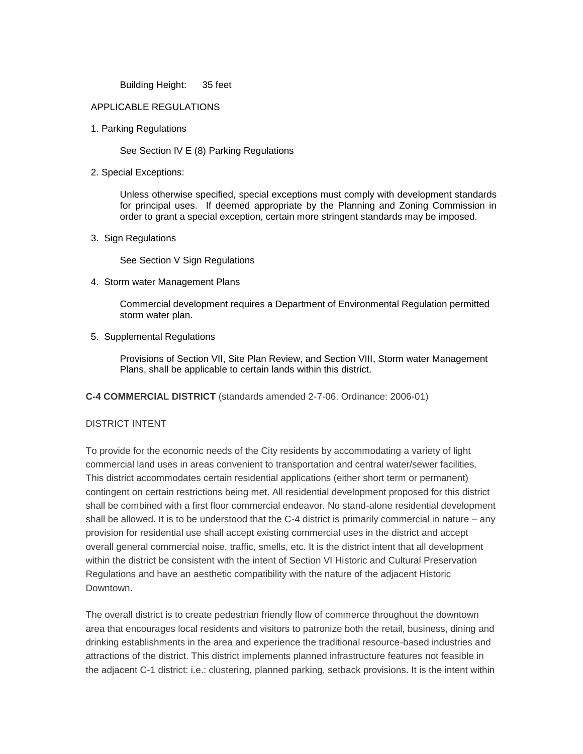Building Height: 35 feet

APPLICABLE REGULATIONS

1. Parking Regulations

   See Section IV E (8) Parking Regulations

2. Special Exceptions:

   Unless otherwise specified, special exceptions must comply with development standards for principal uses. If deemed appropriate by the Planning and Zoning Commission in order to grant a special exception, certain more stringent standards may be imposed.

3. Sign Regulations

   See Section V Sign Regulations

4. Storm water Management Plans

   Commercial development requires a Department of Environmental Regulation permitted storm water plan.

5. Supplemental Regulations

   Provisions of Section VII, Site Plan Review, and Section VIII, Storm water Management Plans, shall be applicable to certain lands within this district.

**C-4 COMMERCIAL DISTRICT** (standards amended 2-7-06. Ordinance: 2006-01)

DISTRICT INTENT

To provide for the economic needs of the City residents by accommodating a variety of light commercial land uses in areas convenient to transportation and central water/sewer facilities. This district accommodates certain residential applications (either short term or permanent) contingent on certain restrictions being met. All residential development proposed for this district shall be combined with a first floor commercial endeavor. No stand-alone residential development shall be allowed. It is to be understood that the C-4 district is primarily commercial in nature – any provision for residential use shall accept existing commercial uses in the district and accept overall general commercial noise, traffic, smells, etc. It is the district intent that all development within the district be consistent with the intent of Section VI Historic and Cultural Preservation Regulations and have an aesthetic compatibility with the nature of the adjacent Historic Downtown.

The overall district is to create pedestrian friendly flow of commerce throughout the downtown area that encourages local residents and visitors to patronize both the retail, business, dining and drinking establishments in the area and experience the traditional resource-based industries and attractions of the district. This district implements planned infrastructure features not feasible in the adjacent C-1 district: i.e.: clustering, planned parking, setback provisions. It is the intent within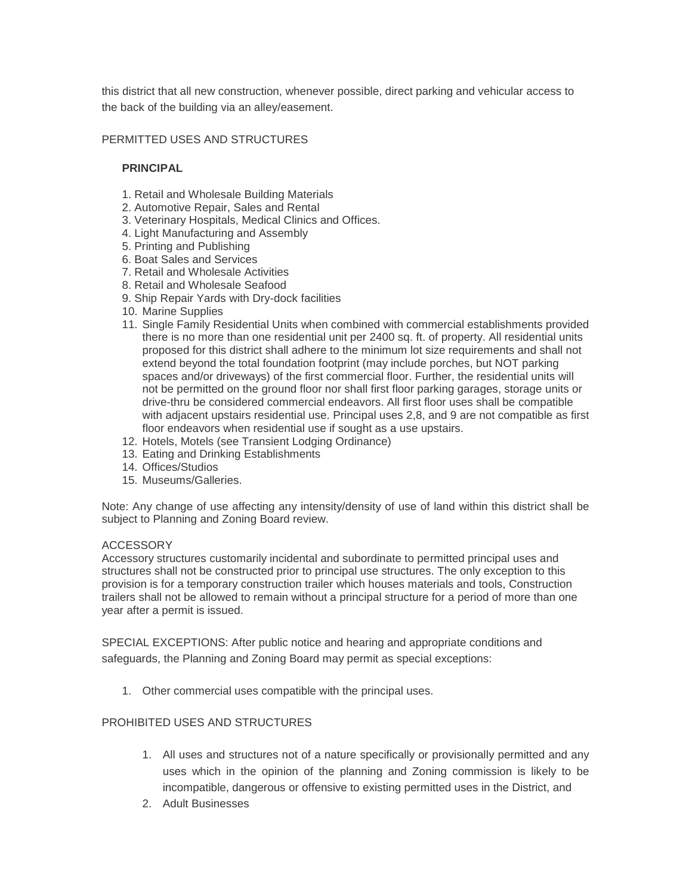this district that all new construction, whenever possible, direct parking and vehicular access to the back of the building via an alley/easement.

PERMITTED USES AND STRUCTURES

**PRINCIPAL**

1. Retail and Wholesale Building Materials
2. Automotive Repair, Sales and Rental
3. Veterinary Hospitals, Medical Clinics and Offices.
4. Light Manufacturing and Assembly
5. Printing and Publishing
6. Boat Sales and Services
7. Retail and Wholesale Activities
8. Retail and Wholesale Seafood
9. Ship Repair Yards with Dry-dock facilities
10. Marine Supplies
11. Single Family Residential Units when combined with commercial establishments provided there is no more than one residential unit per 2400 sq. ft. of property. All residential units proposed for this district shall adhere to the minimum lot size requirements and shall not extend beyond the total foundation footprint (may include porches, but NOT parking spaces and/or driveways) of the first commercial floor. Further, the residential units will not be permitted on the ground floor nor shall first floor parking garages, storage units or drive-thru be considered commercial endeavors. All first floor uses shall be compatible with adjacent upstairs residential use. Principal uses 2,8, and 9 are not compatible as first floor endeavors when residential use if sought as a use upstairs.
12. Hotels, Motels (see Transient Lodging Ordinance)
13. Eating and Drinking Establishments
14. Offices/Studios
15. Museums/Galleries.

Note: Any change of use affecting any intensity/density of use of land within this district shall be subject to Planning and Zoning Board review.

ACCESSORY
Accessory structures customarily incidental and subordinate to permitted principal uses and structures shall not be constructed prior to principal use structures. The only exception to this provision is for a temporary construction trailer which houses materials and tools, Construction trailers shall not be allowed to remain without a principal structure for a period of more than one year after a permit is issued.

SPECIAL EXCEPTIONS: After public notice and hearing and appropriate conditions and safeguards, the Planning and Zoning Board may permit as special exceptions:

1. Other commercial uses compatible with the principal uses.

PROHIBITED USES AND STRUCTURES

1. All uses and structures not of a nature specifically or provisionally permitted and any uses which in the opinion of the planning and Zoning commission is likely to be incompatible, dangerous or offensive to existing permitted uses in the District, and
2. Adult Businesses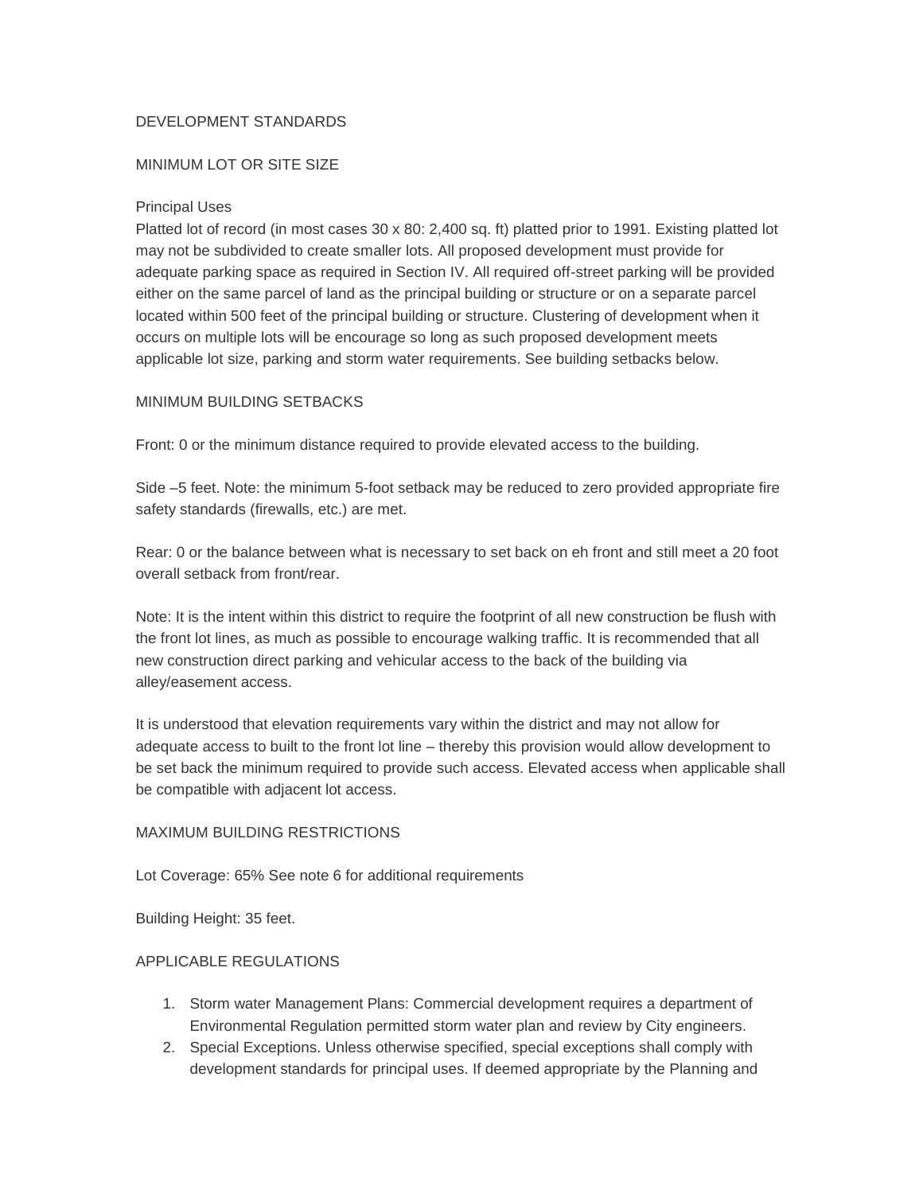DEVELOPMENT STANDARDS

MINIMUM LOT OR SITE SIZE

Principal Uses
Platted lot of record (in most cases 30 x 80: 2,400 sq. ft) platted prior to 1991. Existing platted lot may not be subdivided to create smaller lots. All proposed development must provide for adequate parking space as required in Section IV. All required off-street parking will be provided either on the same parcel of land as the principal building or structure or on a separate parcel located within 500 feet of the principal building or structure. Clustering of development when it occurs on multiple lots will be encourage so long as such proposed development meets applicable lot size, parking and storm water requirements. See building setbacks below.

MINIMUM BUILDING SETBACKS

Front: 0 or the minimum distance required to provide elevated access to the building.

Side –5 feet. Note: the minimum 5-foot setback may be reduced to zero provided appropriate fire safety standards (firewalls, etc.) are met.

Rear: 0 or the balance between what is necessary to set back on eh front and still meet a 20 foot overall setback from front/rear.

Note: It is the intent within this district to require the footprint of all new construction be flush with the front lot lines, as much as possible to encourage walking traffic. It is recommended that all new construction direct parking and vehicular access to the back of the building via alley/easement access.

It is understood that elevation requirements vary within the district and may not allow for adequate access to built to the front lot line – thereby this provision would allow development to be set back the minimum required to provide such access. Elevated access when applicable shall be compatible with adjacent lot access.

MAXIMUM BUILDING RESTRICTIONS

Lot Coverage: 65% See note 6 for additional requirements

Building Height: 35 feet.

APPLICABLE REGULATIONS

1. Storm water Management Plans: Commercial development requires a department of Environmental Regulation permitted storm water plan and review by City engineers.
2. Special Exceptions. Unless otherwise specified, special exceptions shall comply with development standards for principal uses. If deemed appropriate by the Planning and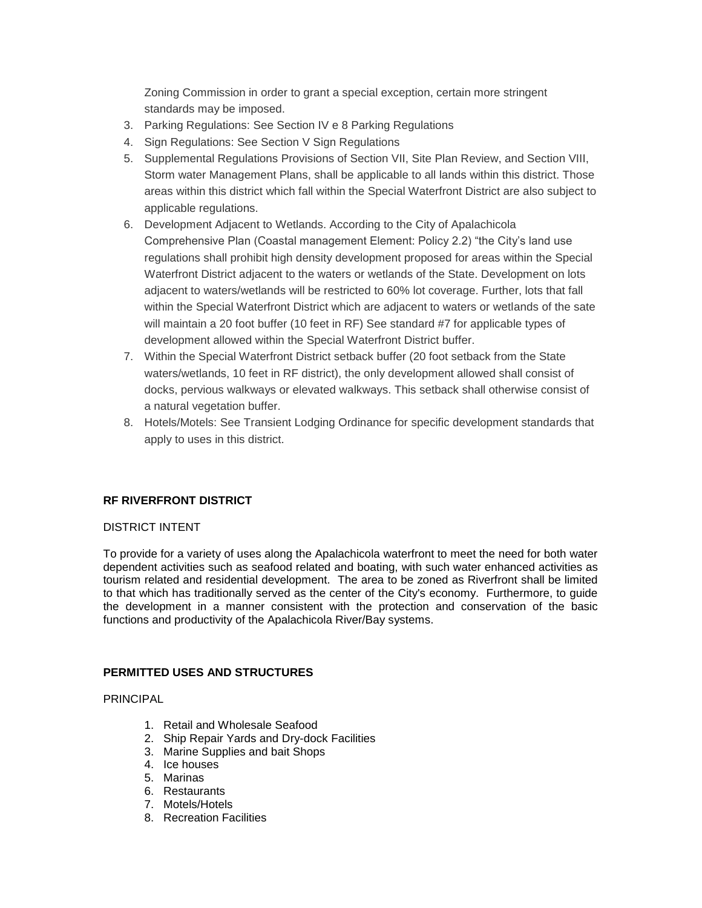Zoning Commission in order to grant a special exception, certain more stringent standards may be imposed.

3. Parking Regulations: See Section IV e 8 Parking Regulations
4. Sign Regulations: See Section V Sign Regulations
5. Supplemental Regulations Provisions of Section VII, Site Plan Review, and Section VIII, Storm water Management Plans, shall be applicable to all lands within this district. Those areas within this district which fall within the Special Waterfront District are also subject to applicable regulations.
6. Development Adjacent to Wetlands. According to the City of Apalachicola Comprehensive Plan (Coastal management Element: Policy 2.2) "the City's land use regulations shall prohibit high density development proposed for areas within the Special Waterfront District adjacent to the waters or wetlands of the State. Development on lots adjacent to waters/wetlands will be restricted to 60% lot coverage. Further, lots that fall within the Special Waterfront District which are adjacent to waters or wetlands of the sate will maintain a 20 foot buffer (10 feet in RF) See standard #7 for applicable types of development allowed within the Special Waterfront District buffer.
7. Within the Special Waterfront District setback buffer (20 foot setback from the State waters/wetlands, 10 feet in RF district), the only development allowed shall consist of docks, pervious walkways or elevated walkways. This setback shall otherwise consist of a natural vegetation buffer.
8. Hotels/Motels: See Transient Lodging Ordinance for specific development standards that apply to uses in this district.

**RF RIVERFRONT DISTRICT**

DISTRICT INTENT

To provide for a variety of uses along the Apalachicola waterfront to meet the need for both water dependent activities such as seafood related and boating, with such water enhanced activities as tourism related and residential development. The area to be zoned as Riverfront shall be limited to that which has traditionally served as the center of the City's economy. Furthermore, to guide the development in a manner consistent with the protection and conservation of the basic functions and productivity of the Apalachicola River/Bay systems.

**PERMITTED USES AND STRUCTURES**

PRINCIPAL

1. Retail and Wholesale Seafood
2. Ship Repair Yards and Dry-dock Facilities
3. Marine Supplies and bait Shops
4. Ice houses
5. Marinas
6. Restaurants
7. Motels/Hotels
8. Recreation Facilities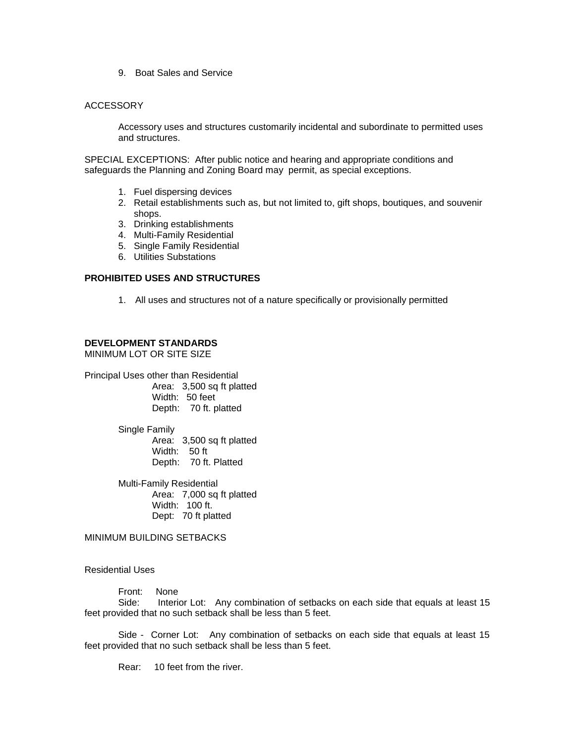9. Boat Sales and Service

ACCESSORY

Accessory uses and structures customarily incidental and subordinate to permitted uses and structures.

SPECIAL EXCEPTIONS: After public notice and hearing and appropriate conditions and safeguards the Planning and Zoning Board may permit, as special exceptions.

1. Fuel dispersing devices
2. Retail establishments such as, but not limited to, gift shops, boutiques, and souvenir shops.
3. Drinking establishments
4. Multi-Family Residential
5. Single Family Residential
6. Utilities Substations

**PROHIBITED USES AND STRUCTURES**

1. All uses and structures not of a nature specifically or provisionally permitted

**DEVELOPMENT STANDARDS**

MINIMUM LOT OR SITE SIZE

Principal Uses other than Residential

Area: 3,500 sq ft platted
Width: 50 feet
Depth: 70 ft. platted

Single Family

Area: 3,500 sq ft platted
Width: 50 ft
Depth: 70 ft. Platted

Multi-Family Residential

Area: 7,000 sq ft platted
Width: 100 ft.
Dept: 70 ft platted

MINIMUM BUILDING SETBACKS

Residential Uses

Front: None

Side: Interior Lot: Any combination of setbacks on each side that equals at least 15 feet provided that no such setback shall be less than 5 feet.

Side - Corner Lot: Any combination of setbacks on each side that equals at least 15 feet provided that no such setback shall be less than 5 feet.

Rear: 10 feet from the river.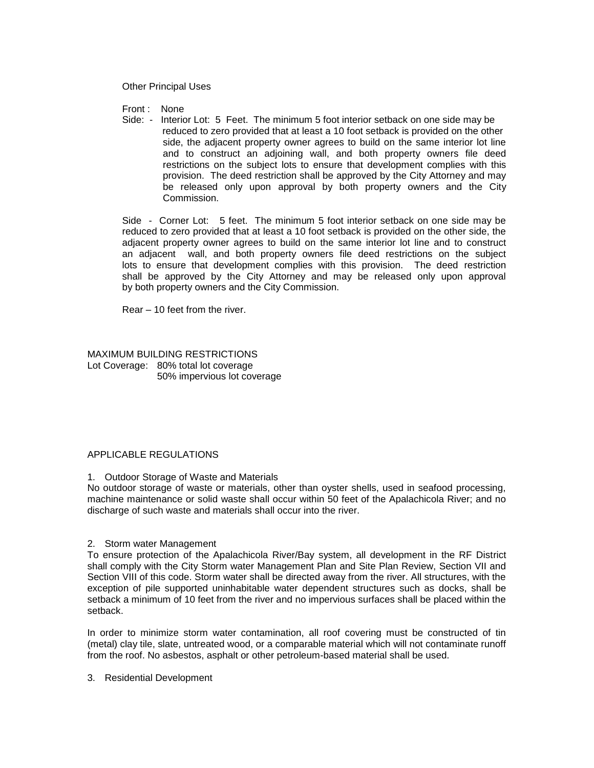Other Principal Uses

Front : None

Side: - Interior Lot: 5 Feet. The minimum 5 foot interior setback on one side may be reduced to zero provided that at least a 10 foot setback is provided on the other side, the adjacent property owner agrees to build on the same interior lot line and to construct an adjoining wall, and both property owners file deed restrictions on the subject lots to ensure that development complies with this provision. The deed restriction shall be approved by the City Attorney and may be released only upon approval by both property owners and the City Commission.

Side - Corner Lot: 5 feet. The minimum 5 foot interior setback on one side may be reduced to zero provided that at least a 10 foot setback is provided on the other side, the adjacent property owner agrees to build on the same interior lot line and to construct an adjacent wall, and both property owners file deed restrictions on the subject lots to ensure that development complies with this provision. The deed restriction shall be approved by the City Attorney and may be released only upon approval by both property owners and the City Commission.

Rear – 10 feet from the river.

MAXIMUM BUILDING RESTRICTIONS

Lot Coverage: 80% total lot coverage
50% impervious lot coverage

APPLICABLE REGULATIONS

1. Outdoor Storage of Waste and Materials

No outdoor storage of waste or materials, other than oyster shells, used in seafood processing, machine maintenance or solid waste shall occur within 50 feet of the Apalachicola River; and no discharge of such waste and materials shall occur into the river.

2. Storm water Management

To ensure protection of the Apalachicola River/Bay system, all development in the RF District shall comply with the City Storm water Management Plan and Site Plan Review, Section VII and Section VIII of this code. Storm water shall be directed away from the river. All structures, with the exception of pile supported uninhabitable water dependent structures such as docks, shall be setback a minimum of 10 feet from the river and no impervious surfaces shall be placed within the setback.

In order to minimize storm water contamination, all roof covering must be constructed of tin (metal) clay tile, slate, untreated wood, or a comparable material which will not contaminate runoff from the roof. No asbestos, asphalt or other petroleum-based material shall be used.

3. Residential Development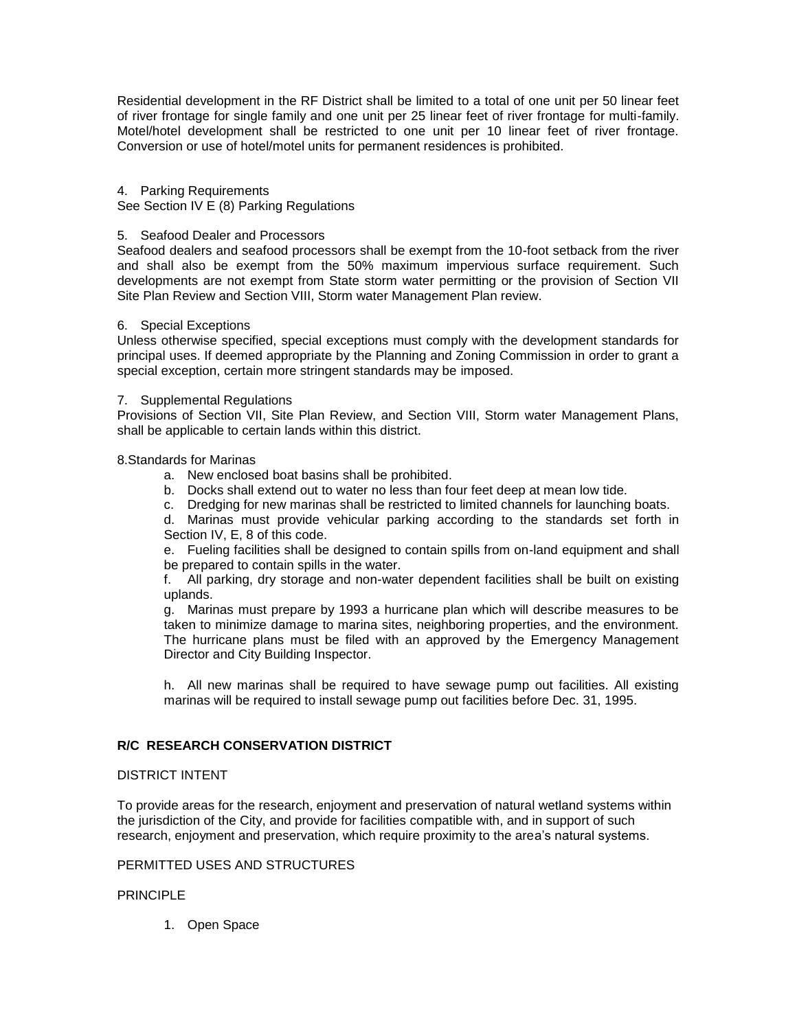Residential development in the RF District shall be limited to a total of one unit per 50 linear feet of river frontage for single family and one unit per 25 linear feet of river frontage for multi-family. Motel/hotel development shall be restricted to one unit per 10 linear feet of river frontage. Conversion or use of hotel/motel units for permanent residences is prohibited.

4. Parking Requirements
See Section IV E (8) Parking Regulations

5. Seafood Dealer and Processors
Seafood dealers and seafood processors shall be exempt from the 10-foot setback from the river and shall also be exempt from the 50% maximum impervious surface requirement. Such developments are not exempt from State storm water permitting or the provision of Section VII Site Plan Review and Section VIII, Storm water Management Plan review.

6. Special Exceptions
Unless otherwise specified, special exceptions must comply with the development standards for principal uses. If deemed appropriate by the Planning and Zoning Commission in order to grant a special exception, certain more stringent standards may be imposed.

7. Supplemental Regulations
Provisions of Section VII, Site Plan Review, and Section VIII, Storm water Management Plans, shall be applicable to certain lands within this district.

8.Standards for Marinas

a. New enclosed boat basins shall be prohibited.

b. Docks shall extend out to water no less than four feet deep at mean low tide.

c. Dredging for new marinas shall be restricted to limited channels for launching boats.

d. Marinas must provide vehicular parking according to the standards set forth in Section IV, E, 8 of this code.

e. Fueling facilities shall be designed to contain spills from on-land equipment and shall be prepared to contain spills in the water.

f. All parking, dry storage and non-water dependent facilities shall be built on existing uplands.

g. Marinas must prepare by 1993 a hurricane plan which will describe measures to be taken to minimize damage to marina sites, neighboring properties, and the environment. The hurricane plans must be filed with an approved by the Emergency Management Director and City Building Inspector.

h. All new marinas shall be required to have sewage pump out facilities. All existing marinas will be required to install sewage pump out facilities before Dec. 31, 1995.

**R/C RESEARCH CONSERVATION DISTRICT**

DISTRICT INTENT

To provide areas for the research, enjoyment and preservation of natural wetland systems within the jurisdiction of the City, and provide for facilities compatible with, and in support of such research, enjoyment and preservation, which require proximity to the area's natural systems.

PERMITTED USES AND STRUCTURES

PRINCIPLE

1. Open Space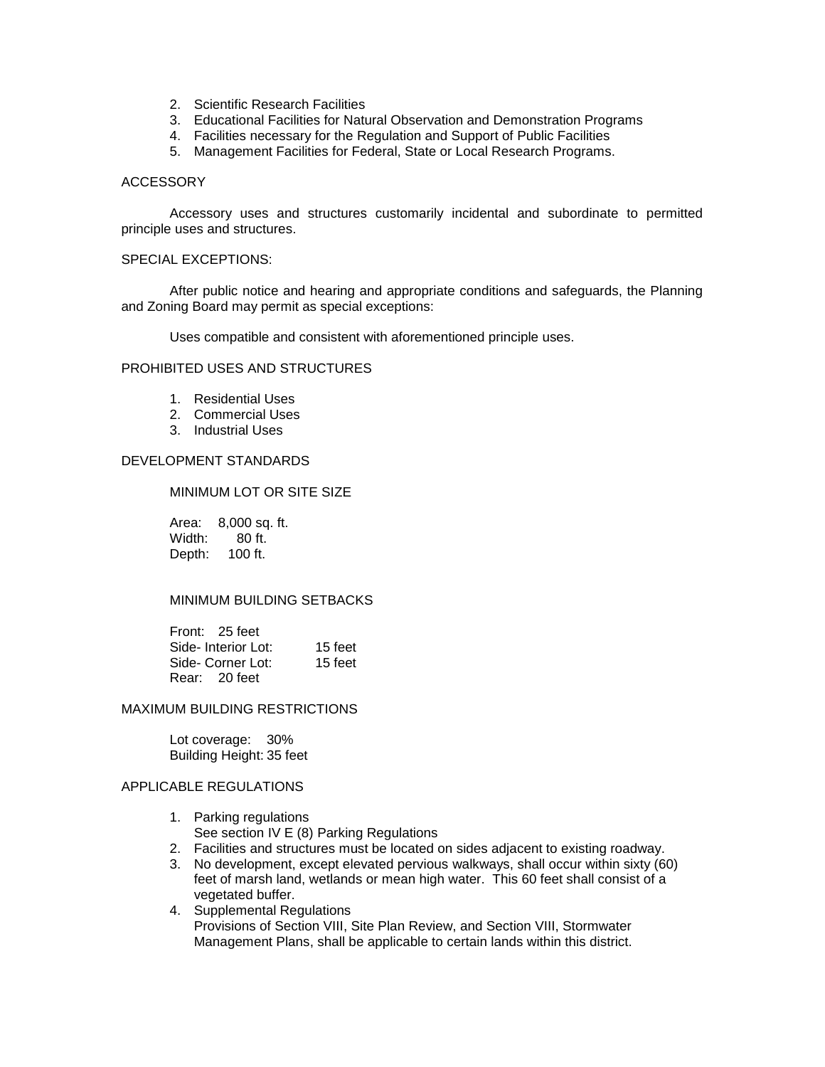2. Scientific Research Facilities
3. Educational Facilities for Natural Observation and Demonstration Programs
4. Facilities necessary for the Regulation and Support of Public Facilities
5. Management Facilities for Federal, State or Local Research Programs.

ACCESSORY

Accessory uses and structures customarily incidental and subordinate to permitted principle uses and structures.

SPECIAL EXCEPTIONS:

After public notice and hearing and appropriate conditions and safeguards, the Planning and Zoning Board may permit as special exceptions:

Uses compatible and consistent with aforementioned principle uses.

PROHIBITED USES AND STRUCTURES

1. Residential Uses
2. Commercial Uses
3. Industrial Uses

DEVELOPMENT STANDARDS

MINIMUM LOT OR SITE SIZE

Area: 8,000 sq. ft.
Width: 80 ft.
Depth: 100 ft.

MINIMUM BUILDING SETBACKS

Front: 25 feet
Side- Interior Lot: 15 feet
Side- Corner Lot: 15 feet
Rear: 20 feet

MAXIMUM BUILDING RESTRICTIONS

Lot coverage: 30%
Building Height: 35 feet

APPLICABLE REGULATIONS

1. Parking regulations
   See section IV E (8) Parking Regulations
2. Facilities and structures must be located on sides adjacent to existing roadway.
3. No development, except elevated pervious walkways, shall occur within sixty (60) feet of marsh land, wetlands or mean high water. This 60 feet shall consist of a vegetated buffer.
4. Supplemental Regulations
   Provisions of Section VIII, Site Plan Review, and Section VIII, Stormwater Management Plans, shall be applicable to certain lands within this district.